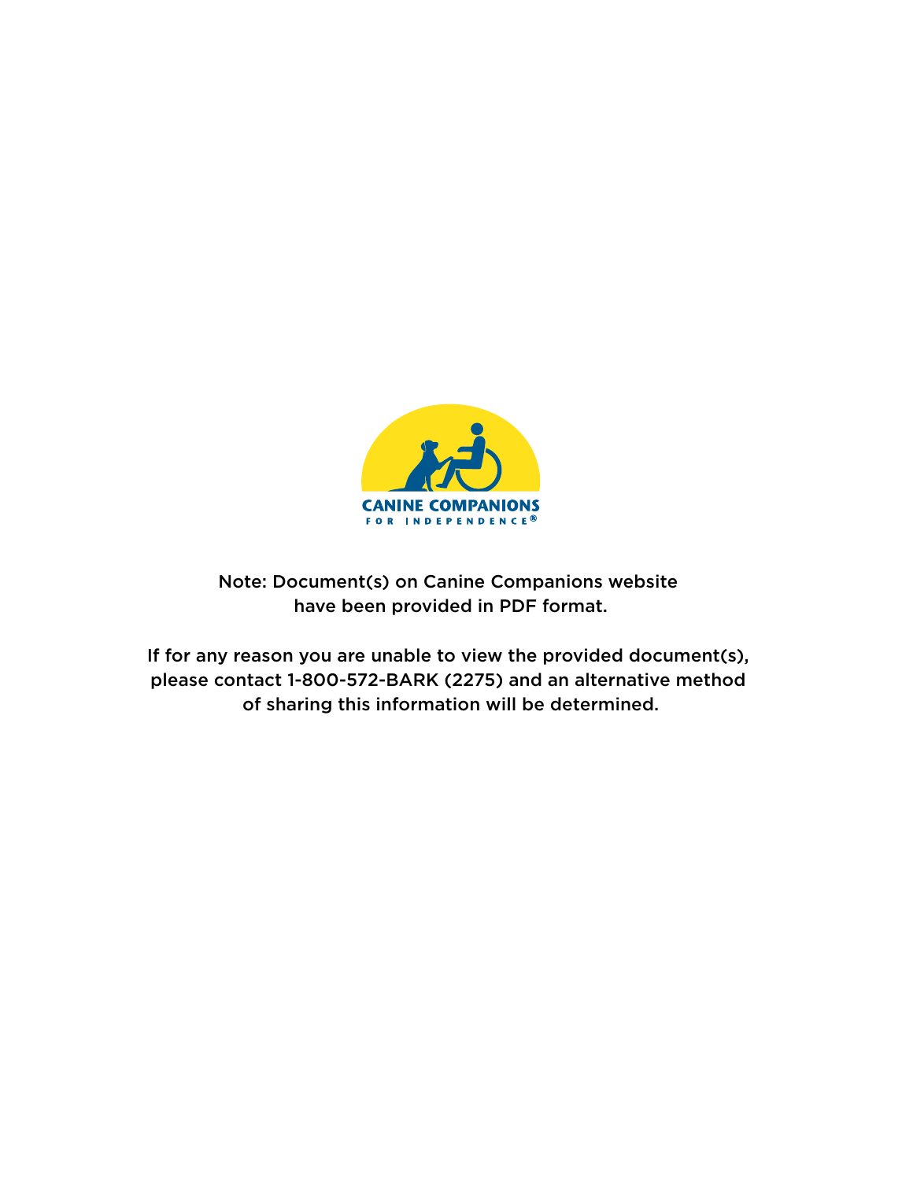CANINE COMPANIONS
FOR INDEPENDENCE®

Note: Document(s) on Canine Companions website have been provided in PDF format.

If for any reason you are unable to view the provided document(s), please contact 1-800-572-BARK (2275) and an alternative method of sharing this information will be determined.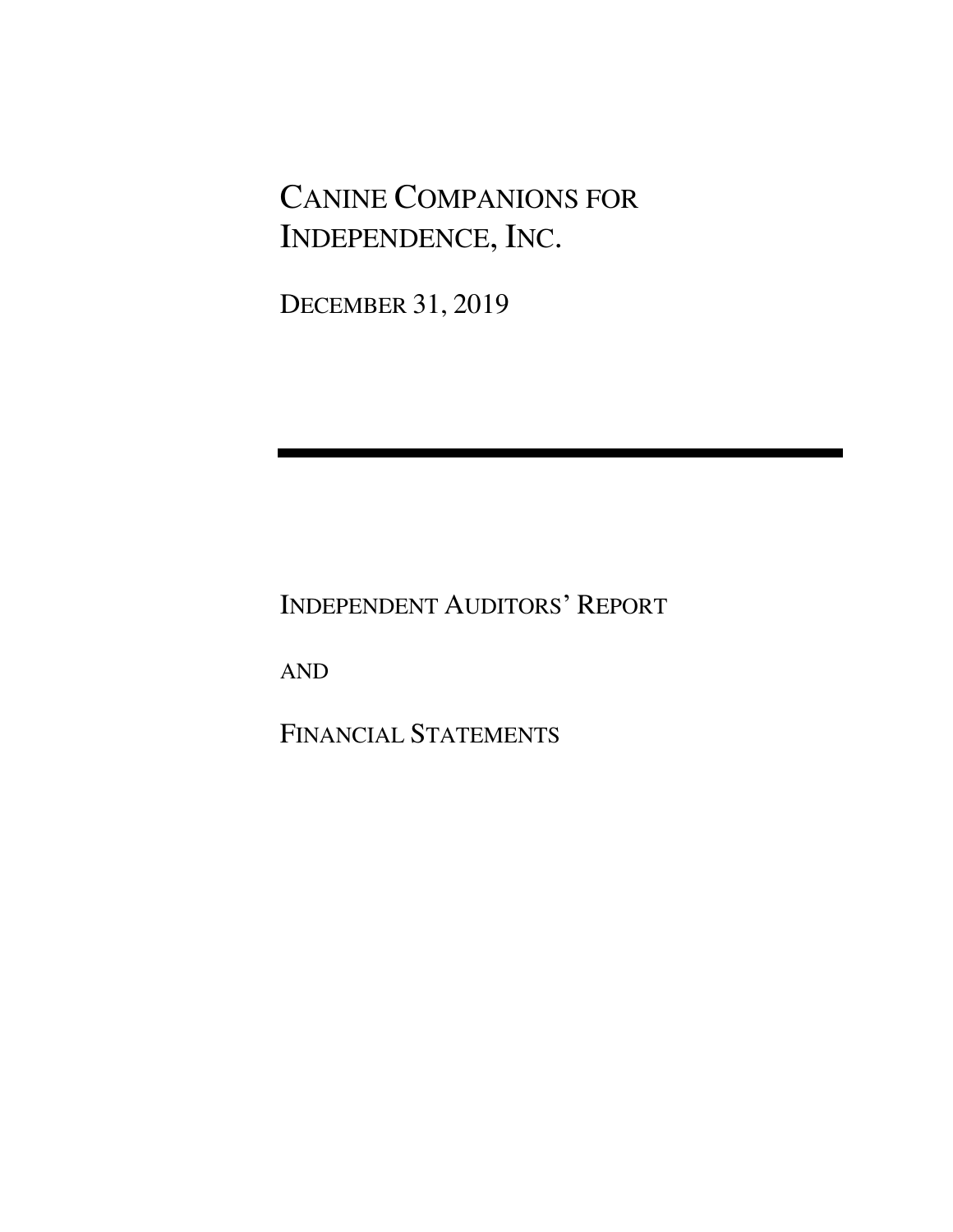# Canine Companions for Independence, Inc.

December 31, 2019

---

Independent Auditors' Report

and

Financial Statements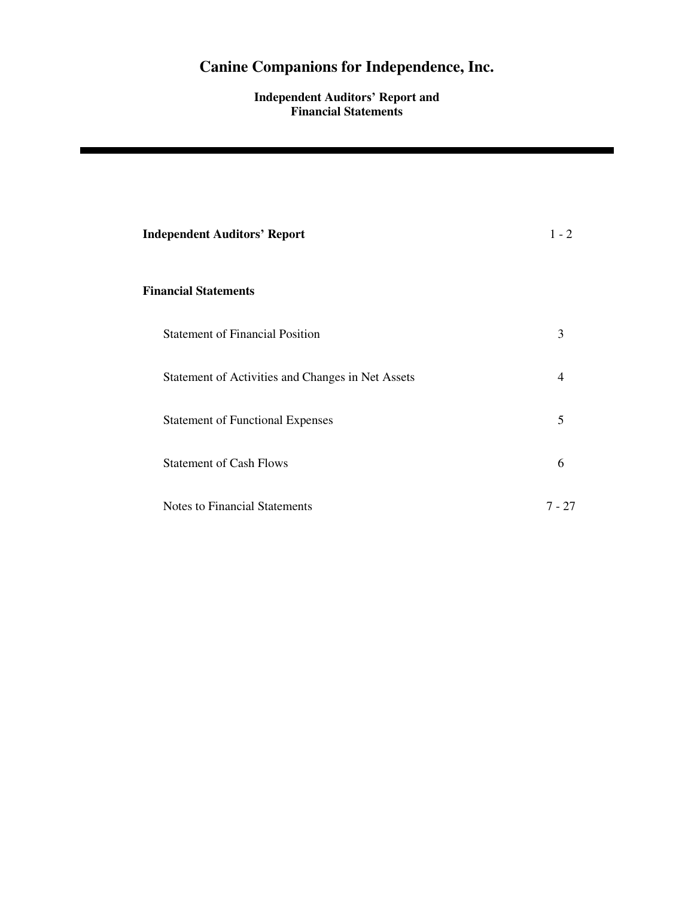# Canine Companions for Independence, Inc.

**Independent Auditors' Report and**
**Financial Statements**

---

| | |
|---|---|
| **Independent Auditors' Report** | 1 - 2 |
| **Financial Statements** | |
| Statement of Financial Position | 3 |
| Statement of Activities and Changes in Net Assets | 4 |
| Statement of Functional Expenses | 5 |
| Statement of Cash Flows | 6 |
| Notes to Financial Statements | 7 - 27 |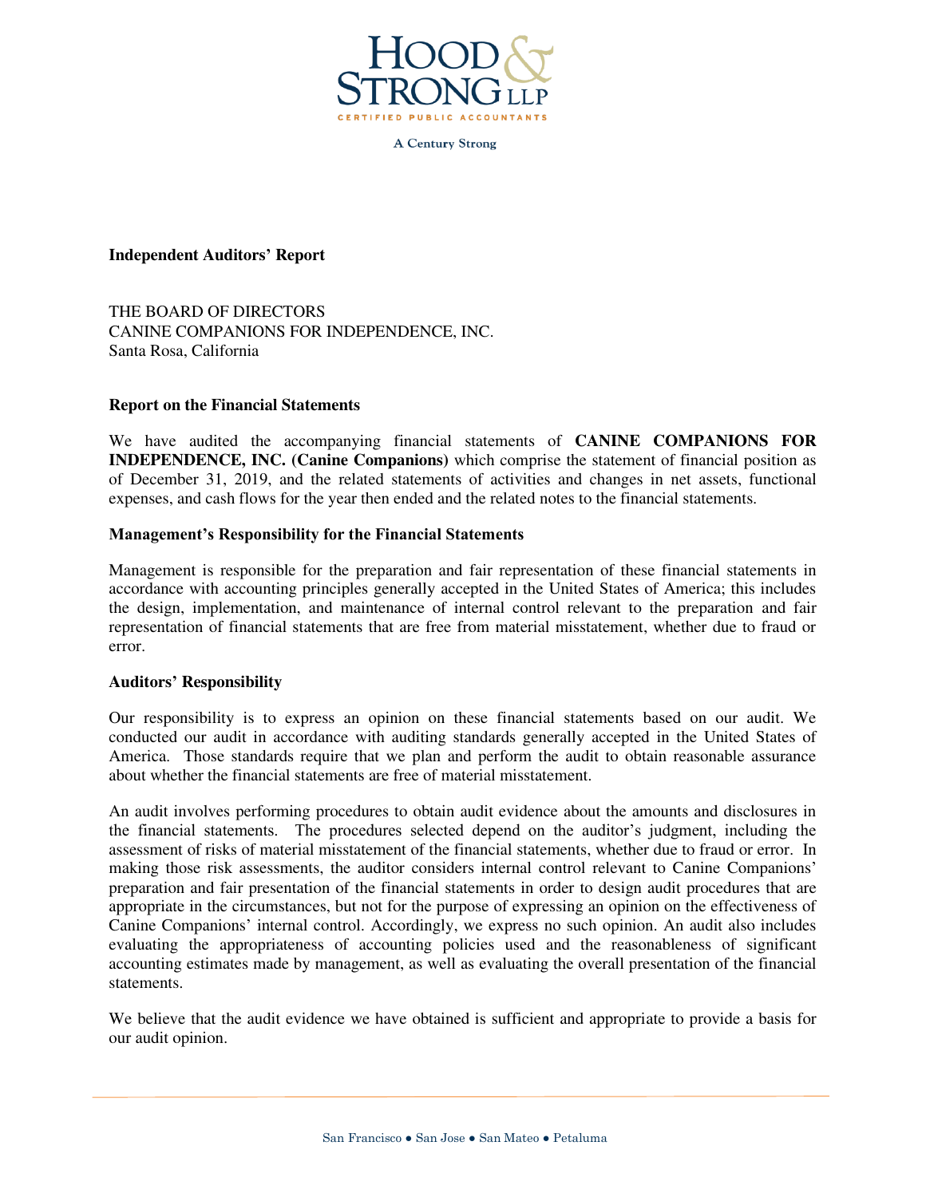**Independent Auditors' Report**

THE BOARD OF DIRECTORS
CANINE COMPANIONS FOR INDEPENDENCE, INC.
Santa Rosa, California

**Report on the Financial Statements**

We have audited the accompanying financial statements of **CANINE COMPANIONS FOR INDEPENDENCE, INC. (Canine Companions)** which comprise the statement of financial position as of December 31, 2019, and the related statements of activities and changes in net assets, functional expenses, and cash flows for the year then ended and the related notes to the financial statements.

**Management's Responsibility for the Financial Statements**

Management is responsible for the preparation and fair representation of these financial statements in accordance with accounting principles generally accepted in the United States of America; this includes the design, implementation, and maintenance of internal control relevant to the preparation and fair representation of financial statements that are free from material misstatement, whether due to fraud or error.

**Auditors' Responsibility**

Our responsibility is to express an opinion on these financial statements based on our audit. We conducted our audit in accordance with auditing standards generally accepted in the United States of America. Those standards require that we plan and perform the audit to obtain reasonable assurance about whether the financial statements are free of material misstatement.

An audit involves performing procedures to obtain audit evidence about the amounts and disclosures in the financial statements. The procedures selected depend on the auditor's judgment, including the assessment of risks of material misstatement of the financial statements, whether due to fraud or error. In making those risk assessments, the auditor considers internal control relevant to Canine Companions' preparation and fair presentation of the financial statements in order to design audit procedures that are appropriate in the circumstances, but not for the purpose of expressing an opinion on the effectiveness of Canine Companions' internal control. Accordingly, we express no such opinion. An audit also includes evaluating the appropriateness of accounting policies used and the reasonableness of significant accounting estimates made by management, as well as evaluating the overall presentation of the financial statements.

We believe that the audit evidence we have obtained is sufficient and appropriate to provide a basis for our audit opinion.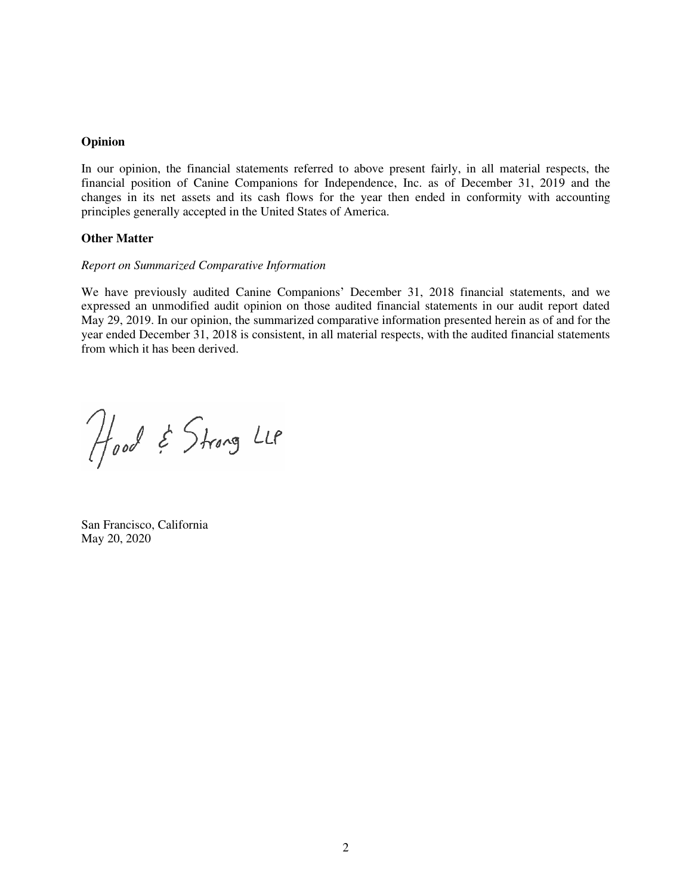**Opinion**

In our opinion, the financial statements referred to above present fairly, in all material respects, the financial position of Canine Companions for Independence, Inc. as of December 31, 2019 and the changes in its net assets and its cash flows for the year then ended in conformity with accounting principles generally accepted in the United States of America.

**Other Matter**

*Report on Summarized Comparative Information*

We have previously audited Canine Companions' December 31, 2018 financial statements, and we expressed an unmodified audit opinion on those audited financial statements in our audit report dated May 29, 2019. In our opinion, the summarized comparative information presented herein as of and for the year ended December 31, 2018 is consistent, in all material respects, with the audited financial statements from which it has been derived.

Hood & Strong LLP

San Francisco, California
May 20, 2020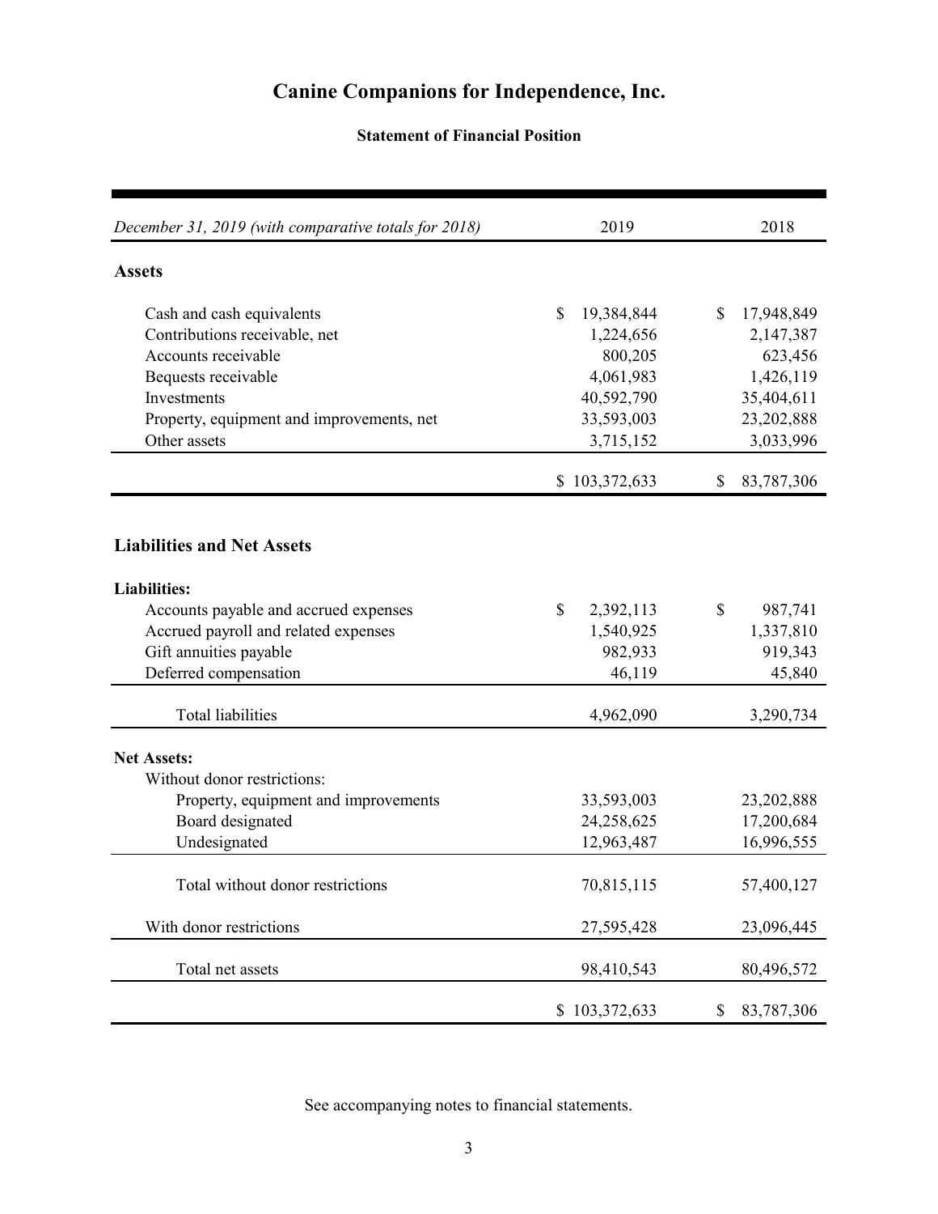# Canine Companions for Independence, Inc.

**Statement of Financial Position**

| *December 31, 2019 (with comparative totals for 2018)* | 2019 | 2018 |
|---|---|---|
| **Assets** | | |
| Cash and cash equivalents | $ 19,384,844 | $ 17,948,849 |
| Contributions receivable, net | 1,224,656 | 2,147,387 |
| Accounts receivable | 800,205 | 623,456 |
| Bequests receivable | 4,061,983 | 1,426,119 |
| Investments | 40,592,790 | 35,404,611 |
| Property, equipment and improvements, net | 33,593,003 | 23,202,888 |
| Other assets | 3,715,152 | 3,033,996 |
| | $ 103,372,633 | $ 83,787,306 |
| **Liabilities and Net Assets** | | |
| **Liabilities:** | | |
| Accounts payable and accrued expenses | $ 2,392,113 | $ 987,741 |
| Accrued payroll and related expenses | 1,540,925 | 1,337,810 |
| Gift annuities payable | 982,933 | 919,343 |
| Deferred compensation | 46,119 | 45,840 |
| Total liabilities | 4,962,090 | 3,290,734 |
| **Net Assets:** | | |
| Without donor restrictions: | | |
| Property, equipment and improvements | 33,593,003 | 23,202,888 |
| Board designated | 24,258,625 | 17,200,684 |
| Undesignated | 12,963,487 | 16,996,555 |
| Total without donor restrictions | 70,815,115 | 57,400,127 |
| With donor restrictions | 27,595,428 | 23,096,445 |
| Total net assets | 98,410,543 | 80,496,572 |
| | $ 103,372,633 | $ 83,787,306 |

See accompanying notes to financial statements.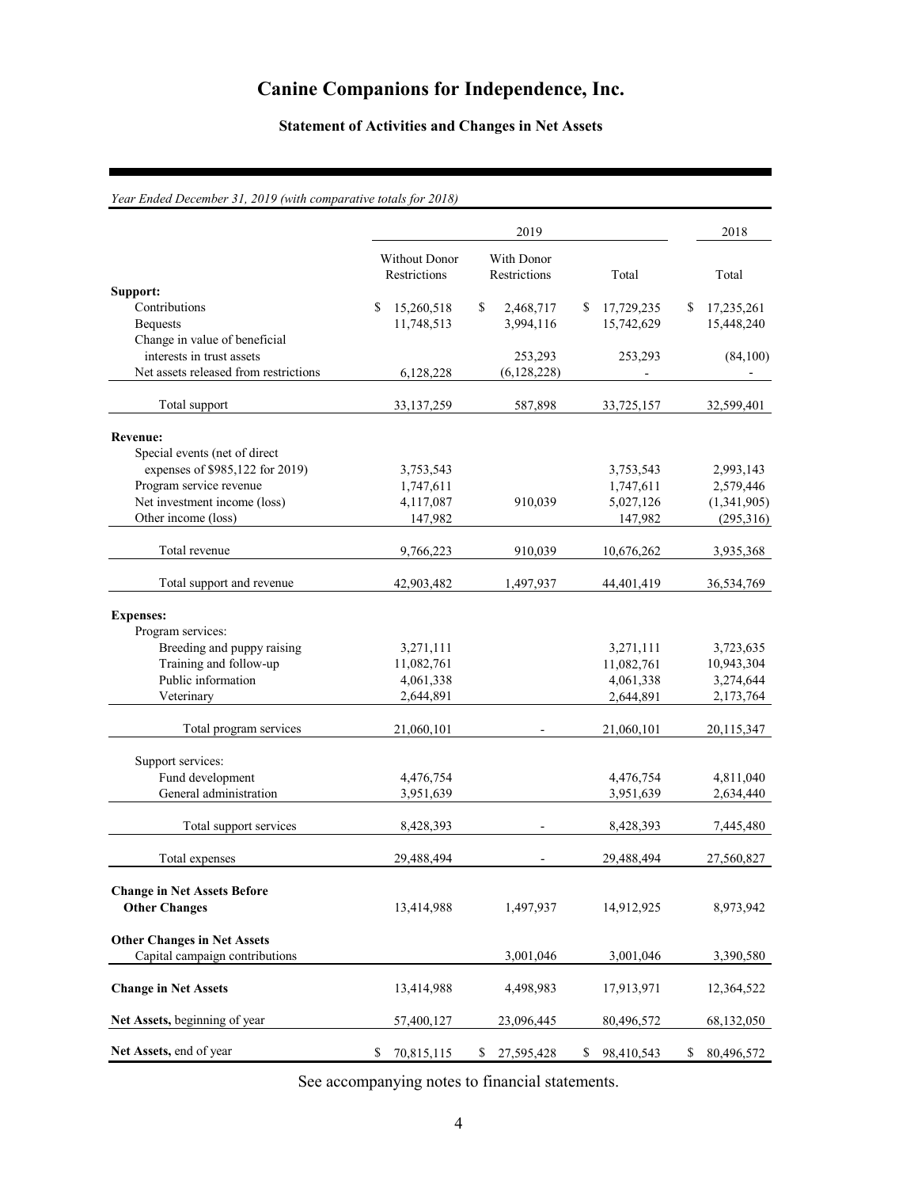# Canine Companions for Independence, Inc.

## Statement of Activities and Changes in Net Assets

*Year Ended December 31, 2019 (with comparative totals for 2018)*

| | 2019 | | | 2018 |
|---|---|---|---|---|
| | Without Donor Restrictions | With Donor Restrictions | Total | Total |
| **Support:** | | | | |
| Contributions | $ 15,260,518 | $ 2,468,717 | $ 17,729,235 | $ 17,235,261 |
| Bequests | 11,748,513 | 3,994,116 | 15,742,629 | 15,448,240 |
| Change in value of beneficial interests in trust assets | | 253,293 | 253,293 | (84,100) |
| Net assets released from restrictions | 6,128,228 | (6,128,228) | - | - |
| Total support | 33,137,259 | 587,898 | 33,725,157 | 32,599,401 |
| **Revenue:** | | | | |
| Special events (net of direct expenses of $985,122 for 2019) | 3,753,543 | | 3,753,543 | 2,993,143 |
| Program service revenue | 1,747,611 | | 1,747,611 | 2,579,446 |
| Net investment income (loss) | 4,117,087 | 910,039 | 5,027,126 | (1,341,905) |
| Other income (loss) | 147,982 | | 147,982 | (295,316) |
| Total revenue | 9,766,223 | 910,039 | 10,676,262 | 3,935,368 |
| Total support and revenue | 42,903,482 | 1,497,937 | 44,401,419 | 36,534,769 |
| **Expenses:** | | | | |
| Program services: | | | | |
| Breeding and puppy raising | 3,271,111 | | 3,271,111 | 3,723,635 |
| Training and follow-up | 11,082,761 | | 11,082,761 | 10,943,304 |
| Public information | 4,061,338 | | 4,061,338 | 3,274,644 |
| Veterinary | 2,644,891 | | 2,644,891 | 2,173,764 |
| Total program services | 21,060,101 | - | 21,060,101 | 20,115,347 |
| Support services: | | | | |
| Fund development | 4,476,754 | | 4,476,754 | 4,811,040 |
| General administration | 3,951,639 | | 3,951,639 | 2,634,440 |
| Total support services | 8,428,393 | - | 8,428,393 | 7,445,480 |
| Total expenses | 29,488,494 | - | 29,488,494 | 27,560,827 |
| **Change in Net Assets Before Other Changes** | 13,414,988 | 1,497,937 | 14,912,925 | 8,973,942 |
| **Other Changes in Net Assets** | | | | |
| Capital campaign contributions | | 3,001,046 | 3,001,046 | 3,390,580 |
| **Change in Net Assets** | 13,414,988 | 4,498,983 | 17,913,971 | 12,364,522 |
| **Net Assets,** beginning of year | 57,400,127 | 23,096,445 | 80,496,572 | 68,132,050 |
| **Net Assets,** end of year | $ 70,815,115 | $ 27,595,428 | $ 98,410,543 | $ 80,496,572 |

See accompanying notes to financial statements.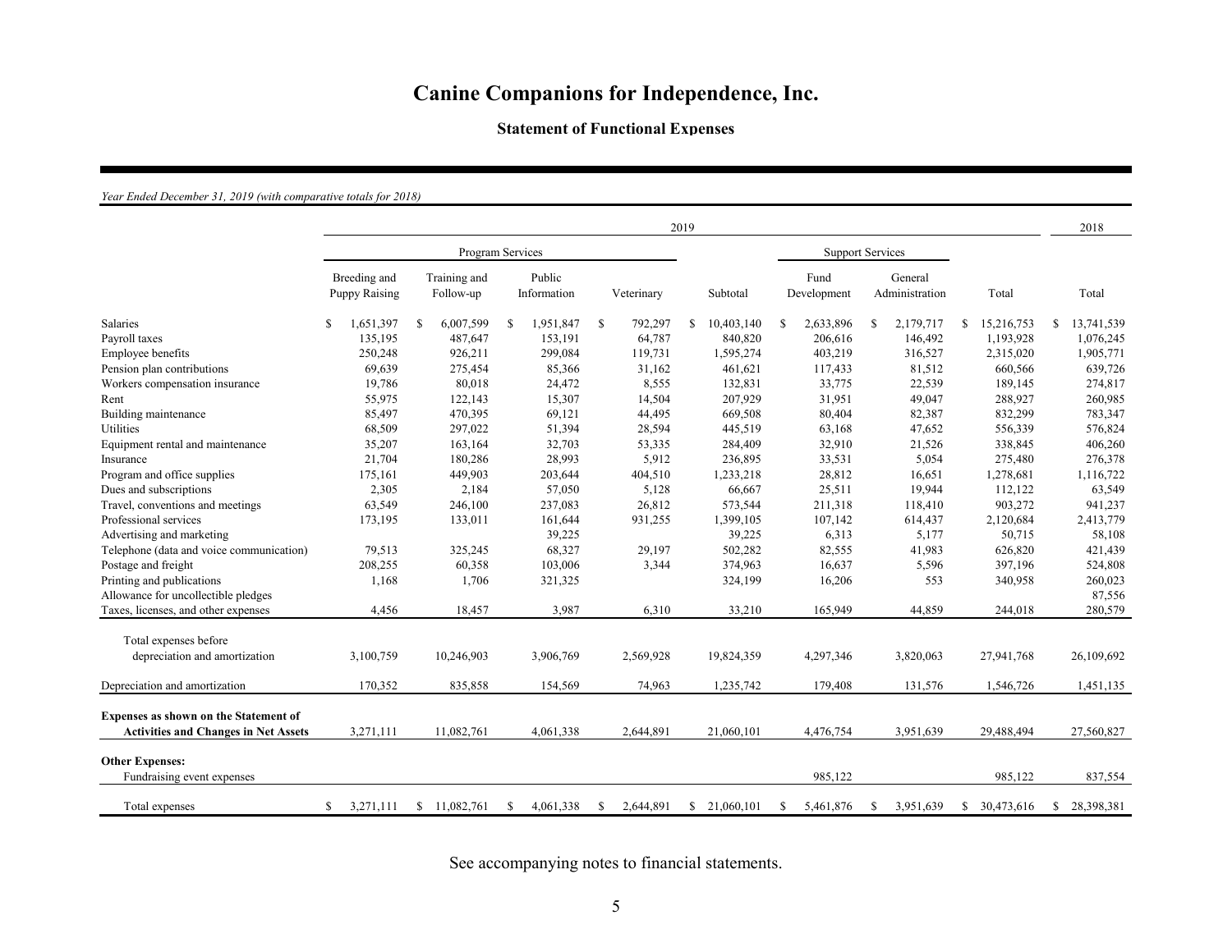# Canine Companions for Independence, Inc.

### Statement of Functional Expenses

*Year Ended December 31, 2019 (with comparative totals for 2018)*

| | 2019 | | | | | | | | 2018 |
|---|---|---|---|---|---|---|---|---|---|
| | Program Services | | | | | Support Services | | | |
| | Breeding and Puppy Raising | Training and Follow-up | Public Information | Veterinary | Subtotal | Fund Development | General Administration | Total | Total |
| Salaries | $ 1,651,397 | $ 6,007,599 | $ 1,951,847 | $ 792,297 | $ 10,403,140 | $ 2,633,896 | $ 2,179,717 | $ 15,216,753 | $ 13,741,539 |
| Payroll taxes | 135,195 | 487,647 | 153,191 | 64,787 | 840,820 | 206,616 | 146,492 | 1,193,928 | 1,076,245 |
| Employee benefits | 250,248 | 926,211 | 299,084 | 119,731 | 1,595,274 | 403,219 | 316,527 | 2,315,020 | 1,905,771 |
| Pension plan contributions | 69,639 | 275,454 | 85,366 | 31,162 | 461,621 | 117,433 | 81,512 | 660,566 | 639,726 |
| Workers compensation insurance | 19,786 | 80,018 | 24,472 | 8,555 | 132,831 | 33,775 | 22,539 | 189,145 | 274,817 |
| Rent | 55,975 | 122,143 | 15,307 | 14,504 | 207,929 | 31,951 | 49,047 | 288,927 | 260,985 |
| Building maintenance | 85,497 | 470,395 | 69,121 | 44,495 | 669,508 | 80,404 | 82,387 | 832,299 | 783,347 |
| Utilities | 68,509 | 297,022 | 51,394 | 28,594 | 445,519 | 63,168 | 47,652 | 556,339 | 576,824 |
| Equipment rental and maintenance | 35,207 | 163,164 | 32,703 | 53,335 | 284,409 | 32,910 | 21,526 | 338,845 | 406,260 |
| Insurance | 21,704 | 180,286 | 28,993 | 5,912 | 236,895 | 33,531 | 5,054 | 275,480 | 276,378 |
| Program and office supplies | 175,161 | 449,903 | 203,644 | 404,510 | 1,233,218 | 28,812 | 16,651 | 1,278,681 | 1,116,722 |
| Dues and subscriptions | 2,305 | 2,184 | 57,050 | 5,128 | 66,667 | 25,511 | 19,944 | 112,122 | 63,549 |
| Travel, conventions and meetings | 63,549 | 246,100 | 237,083 | 26,812 | 573,544 | 211,318 | 118,410 | 903,272 | 941,237 |
| Professional services | 173,195 | 133,011 | 161,644 | 931,255 | 1,399,105 | 107,142 | 614,437 | 2,120,684 | 2,413,779 |
| Advertising and marketing | | | 39,225 | | 39,225 | 6,313 | 5,177 | 50,715 | 58,108 |
| Telephone (data and voice communication) | 79,513 | 325,245 | 68,327 | 29,197 | 502,282 | 82,555 | 41,983 | 626,820 | 421,439 |
| Postage and freight | 208,255 | 60,358 | 103,006 | 3,344 | 374,963 | 16,637 | 5,596 | 397,196 | 524,808 |
| Printing and publications | 1,168 | 1,706 | 321,325 | | 324,199 | 16,206 | 553 | 340,958 | 260,023 |
| Allowance for uncollectible pledges | | | | | | | | | 87,556 |
| Taxes, licenses, and other expenses | 4,456 | 18,457 | 3,987 | 6,310 | 33,210 | 165,949 | 44,859 | 244,018 | 280,579 |
| Total expenses before depreciation and amortization | 3,100,759 | 10,246,903 | 3,906,769 | 2,569,928 | 19,824,359 | 4,297,346 | 3,820,063 | 27,941,768 | 26,109,692 |
| Depreciation and amortization | 170,352 | 835,858 | 154,569 | 74,963 | 1,235,742 | 179,408 | 131,576 | 1,546,726 | 1,451,135 |
| **Expenses as shown on the Statement of Activities and Changes in Net Assets** | 3,271,111 | 11,082,761 | 4,061,338 | 2,644,891 | 21,060,101 | 4,476,754 | 3,951,639 | 29,488,494 | 27,560,827 |
| **Other Expenses:** | | | | | | | | | |
| Fundraising event expenses | | | | | | 985,122 | | 985,122 | 837,554 |
| Total expenses | $ 3,271,111 | $ 11,082,761 | $ 4,061,338 | $ 2,644,891 | $ 21,060,101 | $ 5,461,876 | $ 3,951,639 | $ 30,473,616 | $ 28,398,381 |

See accompanying notes to financial statements.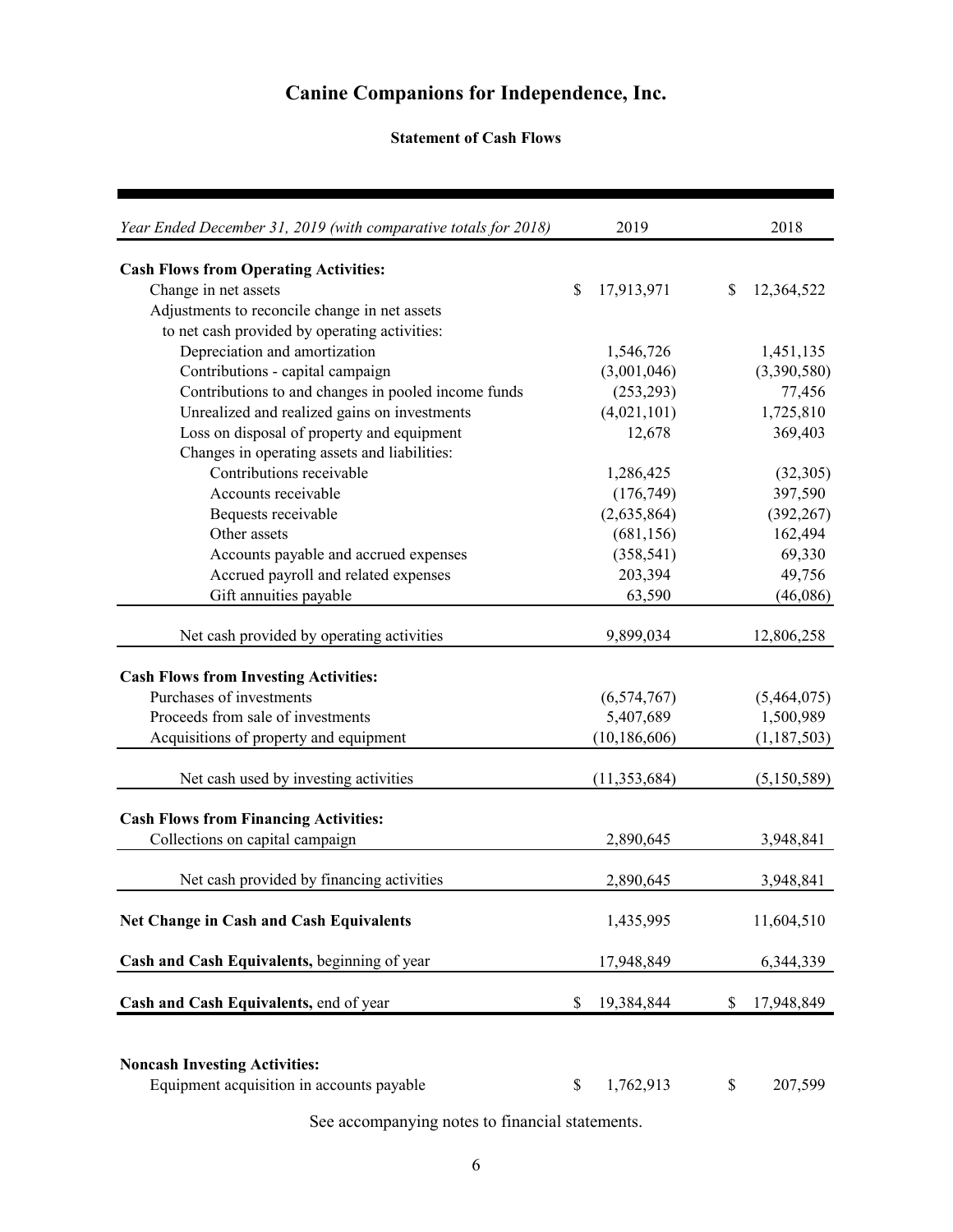# Canine Companions for Independence, Inc.

### Statement of Cash Flows

| *Year Ended December 31, 2019 (with comparative totals for 2018)* | 2019 | 2018 |
|---|---|---|
| **Cash Flows from Operating Activities:** | | |
| Change in net assets | $ 17,913,971 | $ 12,364,522 |
| Adjustments to reconcile change in net assets to net cash provided by operating activities: | | |
| Depreciation and amortization | 1,546,726 | 1,451,135 |
| Contributions - capital campaign | (3,001,046) | (3,390,580) |
| Contributions to and changes in pooled income funds | (253,293) | 77,456 |
| Unrealized and realized gains on investments | (4,021,101) | 1,725,810 |
| Loss on disposal of property and equipment | 12,678 | 369,403 |
| Changes in operating assets and liabilities: | | |
| Contributions receivable | 1,286,425 | (32,305) |
| Accounts receivable | (176,749) | 397,590 |
| Bequests receivable | (2,635,864) | (392,267) |
| Other assets | (681,156) | 162,494 |
| Accounts payable and accrued expenses | (358,541) | 69,330 |
| Accrued payroll and related expenses | 203,394 | 49,756 |
| Gift annuities payable | 63,590 | (46,086) |
| Net cash provided by operating activities | 9,899,034 | 12,806,258 |
| **Cash Flows from Investing Activities:** | | |
| Purchases of investments | (6,574,767) | (5,464,075) |
| Proceeds from sale of investments | 5,407,689 | 1,500,989 |
| Acquisitions of property and equipment | (10,186,606) | (1,187,503) |
| Net cash used by investing activities | (11,353,684) | (5,150,589) |
| **Cash Flows from Financing Activities:** | | |
| Collections on capital campaign | 2,890,645 | 3,948,841 |
| Net cash provided by financing activities | 2,890,645 | 3,948,841 |
| **Net Change in Cash and Cash Equivalents** | 1,435,995 | 11,604,510 |
| **Cash and Cash Equivalents,** beginning of year | 17,948,849 | 6,344,339 |
| **Cash and Cash Equivalents,** end of year | $ 19,384,844 | $ 17,948,849 |
| **Noncash Investing Activities:** | | |
| Equipment acquisition in accounts payable | $ 1,762,913 | $ 207,599 |

See accompanying notes to financial statements.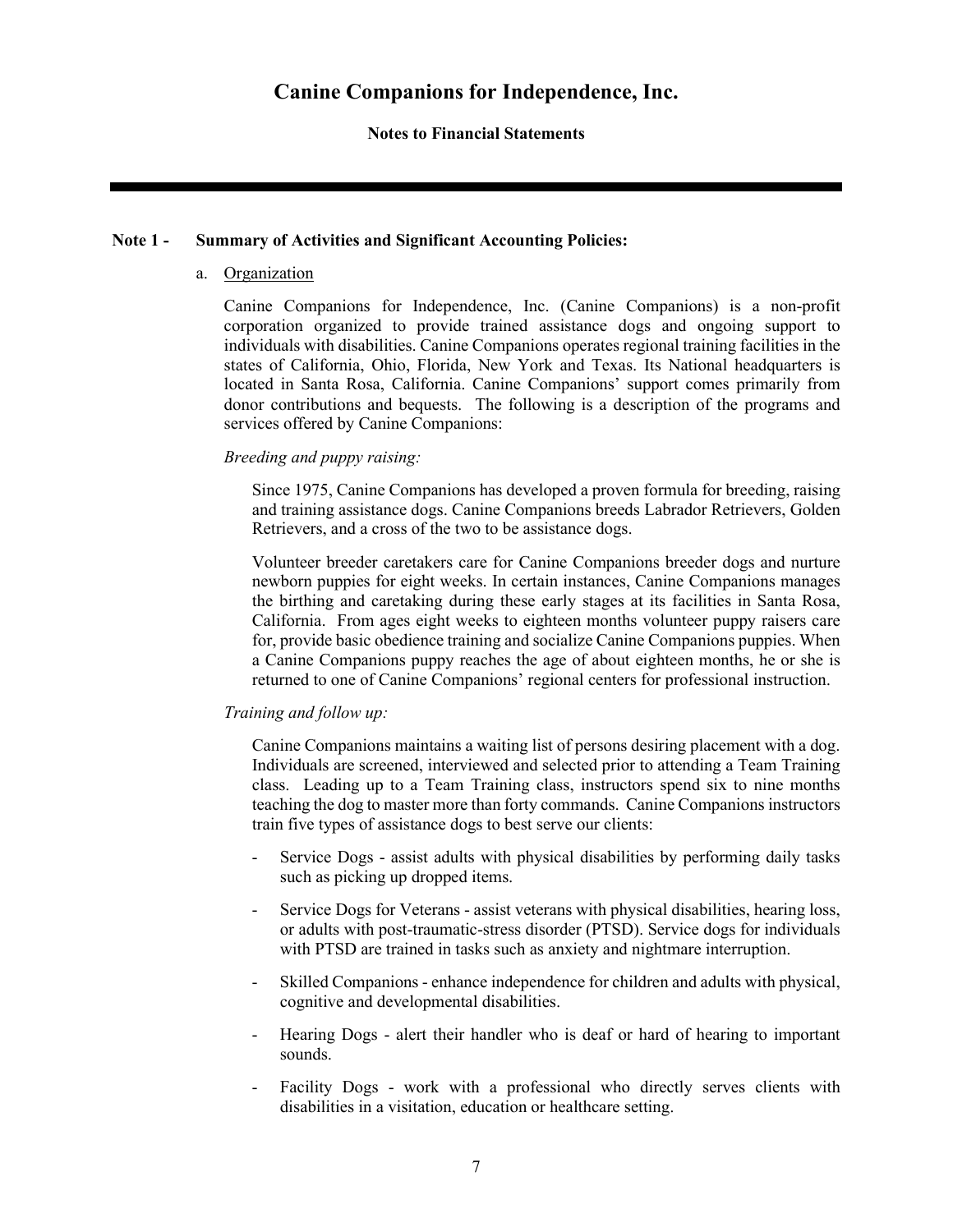# Canine Companions for Independence, Inc.

**Notes to Financial Statements**

---

## Note 1 - Summary of Activities and Significant Accounting Policies:

### a. Organization

Canine Companions for Independence, Inc. (Canine Companions) is a non-profit corporation organized to provide trained assistance dogs and ongoing support to individuals with disabilities. Canine Companions operates regional training facilities in the states of California, Ohio, Florida, New York and Texas. Its National headquarters is located in Santa Rosa, California. Canine Companions' support comes primarily from donor contributions and bequests. The following is a description of the programs and services offered by Canine Companions:

*Breeding and puppy raising:*

Since 1975, Canine Companions has developed a proven formula for breeding, raising and training assistance dogs. Canine Companions breeds Labrador Retrievers, Golden Retrievers, and a cross of the two to be assistance dogs.

Volunteer breeder caretakers care for Canine Companions breeder dogs and nurture newborn puppies for eight weeks. In certain instances, Canine Companions manages the birthing and caretaking during these early stages at its facilities in Santa Rosa, California. From ages eight weeks to eighteen months volunteer puppy raisers care for, provide basic obedience training and socialize Canine Companions puppies. When a Canine Companions puppy reaches the age of about eighteen months, he or she is returned to one of Canine Companions' regional centers for professional instruction.

*Training and follow up:*

Canine Companions maintains a waiting list of persons desiring placement with a dog. Individuals are screened, interviewed and selected prior to attending a Team Training class. Leading up to a Team Training class, instructors spend six to nine months teaching the dog to master more than forty commands. Canine Companions instructors train five types of assistance dogs to best serve our clients:

- Service Dogs - assist adults with physical disabilities by performing daily tasks such as picking up dropped items.
- Service Dogs for Veterans - assist veterans with physical disabilities, hearing loss, or adults with post-traumatic-stress disorder (PTSD). Service dogs for individuals with PTSD are trained in tasks such as anxiety and nightmare interruption.
- Skilled Companions - enhance independence for children and adults with physical, cognitive and developmental disabilities.
- Hearing Dogs - alert their handler who is deaf or hard of hearing to important sounds.
- Facility Dogs - work with a professional who directly serves clients with disabilities in a visitation, education or healthcare setting.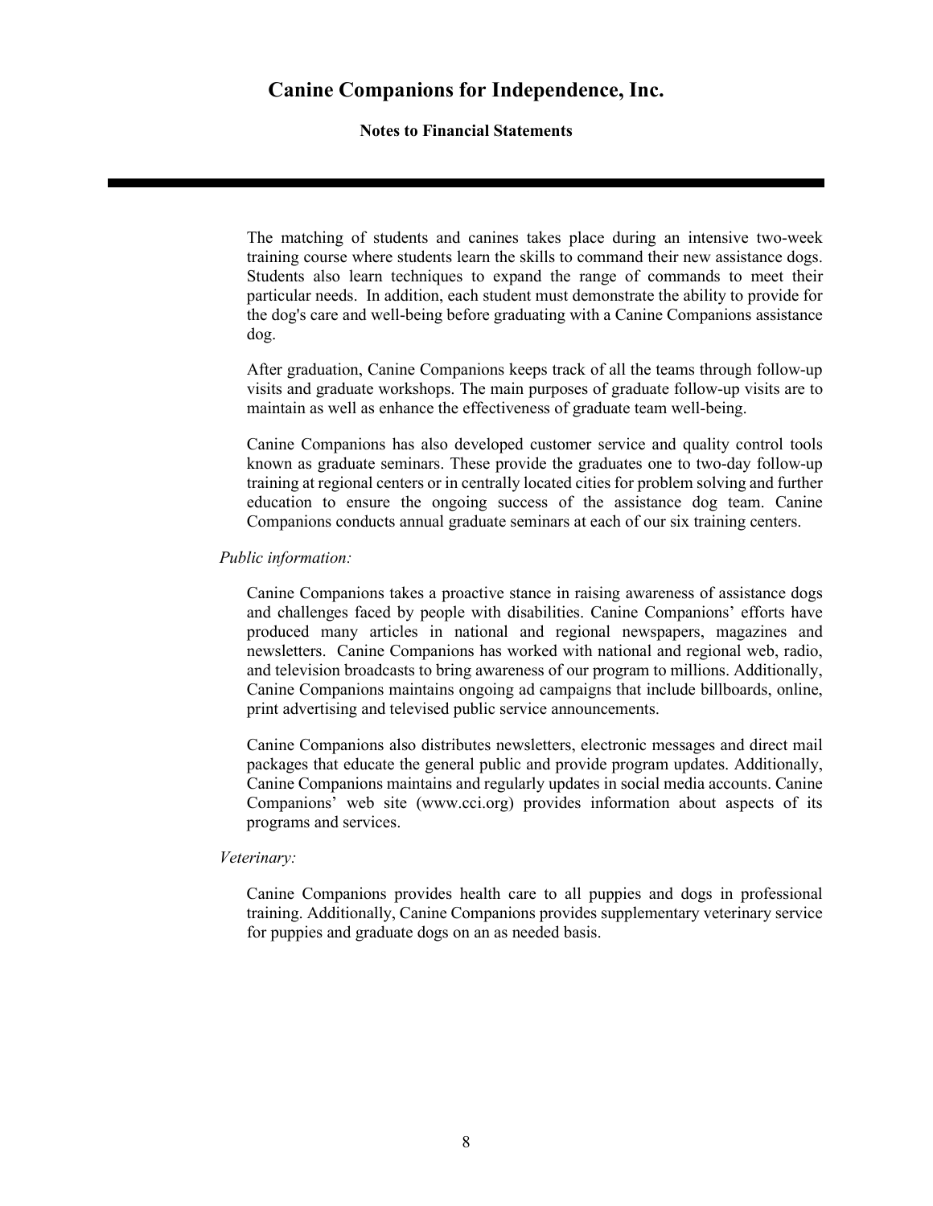The matching of students and canines takes place during an intensive two-week training course where students learn the skills to command their new assistance dogs. Students also learn techniques to expand the range of commands to meet their particular needs. In addition, each student must demonstrate the ability to provide for the dog's care and well-being before graduating with a Canine Companions assistance dog.

After graduation, Canine Companions keeps track of all the teams through follow-up visits and graduate workshops. The main purposes of graduate follow-up visits are to maintain as well as enhance the effectiveness of graduate team well-being.

Canine Companions has also developed customer service and quality control tools known as graduate seminars. These provide the graduates one to two-day follow-up training at regional centers or in centrally located cities for problem solving and further education to ensure the ongoing success of the assistance dog team. Canine Companions conducts annual graduate seminars at each of our six training centers.

*Public information:*

Canine Companions takes a proactive stance in raising awareness of assistance dogs and challenges faced by people with disabilities. Canine Companions' efforts have produced many articles in national and regional newspapers, magazines and newsletters. Canine Companions has worked with national and regional web, radio, and television broadcasts to bring awareness of our program to millions. Additionally, Canine Companions maintains ongoing ad campaigns that include billboards, online, print advertising and televised public service announcements.

Canine Companions also distributes newsletters, electronic messages and direct mail packages that educate the general public and provide program updates. Additionally, Canine Companions maintains and regularly updates in social media accounts. Canine Companions' web site (www.cci.org) provides information about aspects of its programs and services.

*Veterinary:*

Canine Companions provides health care to all puppies and dogs in professional training. Additionally, Canine Companions provides supplementary veterinary service for puppies and graduate dogs on an as needed basis.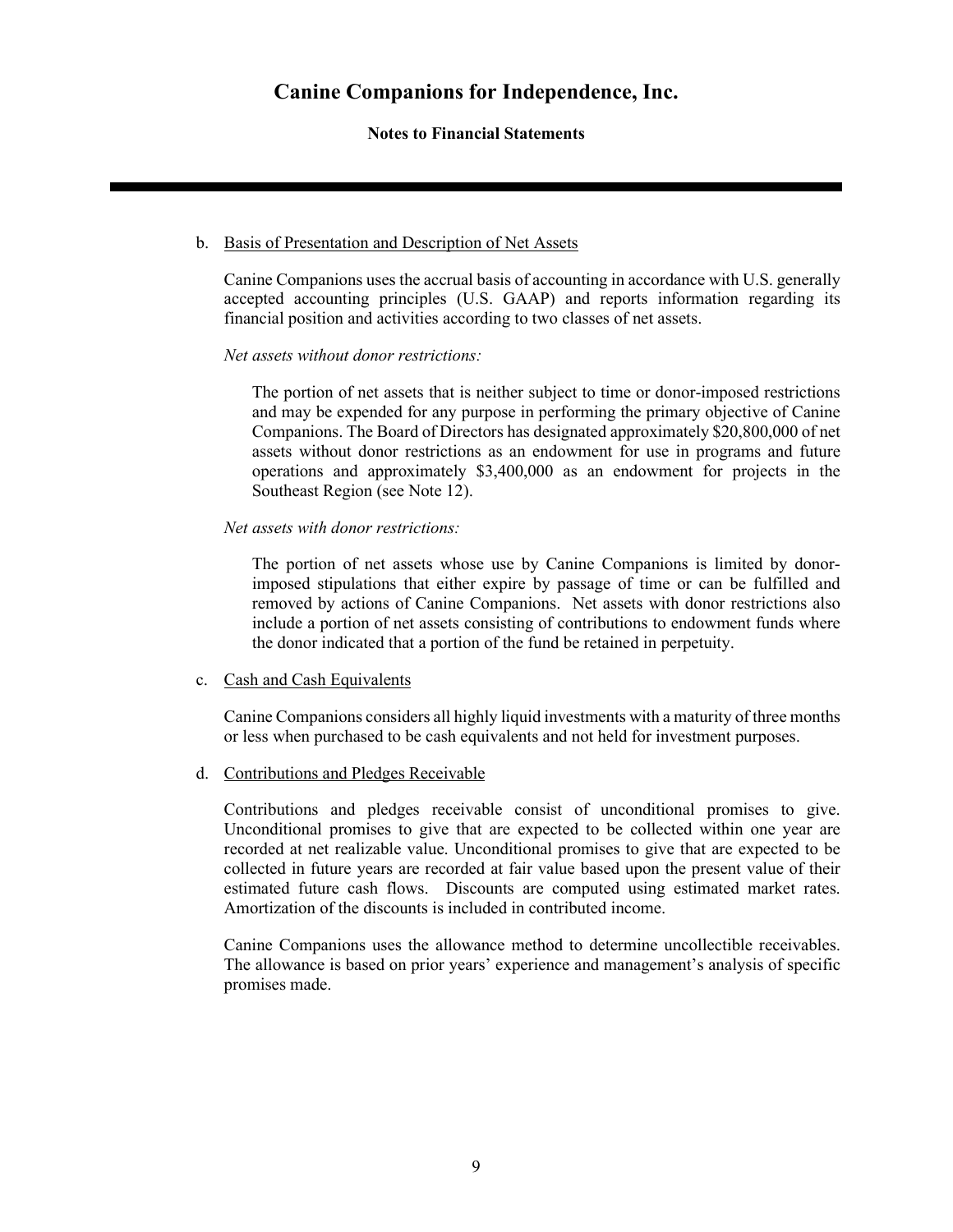b. Basis of Presentation and Description of Net Assets

Canine Companions uses the accrual basis of accounting in accordance with U.S. generally accepted accounting principles (U.S. GAAP) and reports information regarding its financial position and activities according to two classes of net assets.

*Net assets without donor restrictions:*

The portion of net assets that is neither subject to time or donor-imposed restrictions and may be expended for any purpose in performing the primary objective of Canine Companions. The Board of Directors has designated approximately $20,800,000 of net assets without donor restrictions as an endowment for use in programs and future operations and approximately $3,400,000 as an endowment for projects in the Southeast Region (see Note 12).

*Net assets with donor restrictions:*

The portion of net assets whose use by Canine Companions is limited by donor-imposed stipulations that either expire by passage of time or can be fulfilled and removed by actions of Canine Companions. Net assets with donor restrictions also include a portion of net assets consisting of contributions to endowment funds where the donor indicated that a portion of the fund be retained in perpetuity.

c. Cash and Cash Equivalents

Canine Companions considers all highly liquid investments with a maturity of three months or less when purchased to be cash equivalents and not held for investment purposes.

d. Contributions and Pledges Receivable

Contributions and pledges receivable consist of unconditional promises to give. Unconditional promises to give that are expected to be collected within one year are recorded at net realizable value. Unconditional promises to give that are expected to be collected in future years are recorded at fair value based upon the present value of their estimated future cash flows. Discounts are computed using estimated market rates. Amortization of the discounts is included in contributed income.

Canine Companions uses the allowance method to determine uncollectible receivables. The allowance is based on prior years' experience and management's analysis of specific promises made.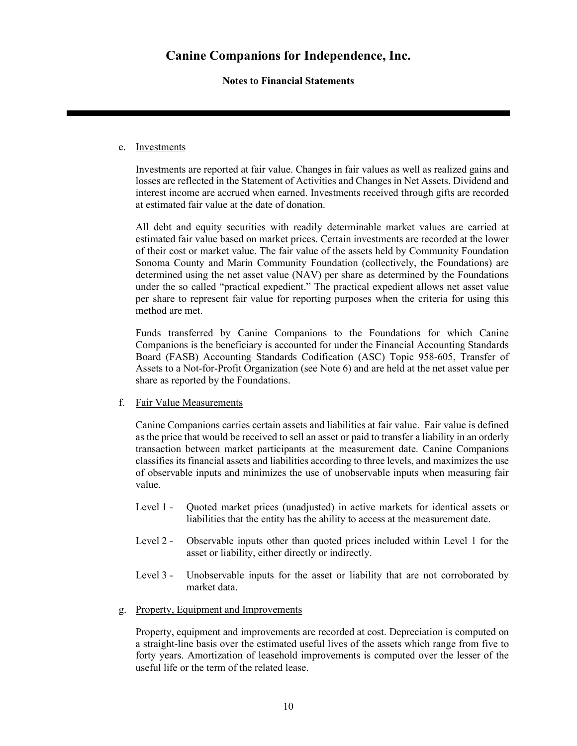e. Investments

Investments are reported at fair value. Changes in fair values as well as realized gains and losses are reflected in the Statement of Activities and Changes in Net Assets. Dividend and interest income are accrued when earned. Investments received through gifts are recorded at estimated fair value at the date of donation.

All debt and equity securities with readily determinable market values are carried at estimated fair value based on market prices. Certain investments are recorded at the lower of their cost or market value. The fair value of the assets held by Community Foundation Sonoma County and Marin Community Foundation (collectively, the Foundations) are determined using the net asset value (NAV) per share as determined by the Foundations under the so called "practical expedient." The practical expedient allows net asset value per share to represent fair value for reporting purposes when the criteria for using this method are met.

Funds transferred by Canine Companions to the Foundations for which Canine Companions is the beneficiary is accounted for under the Financial Accounting Standards Board (FASB) Accounting Standards Codification (ASC) Topic 958-605, Transfer of Assets to a Not-for-Profit Organization (see Note 6) and are held at the net asset value per share as reported by the Foundations.

f. Fair Value Measurements

Canine Companions carries certain assets and liabilities at fair value. Fair value is defined as the price that would be received to sell an asset or paid to transfer a liability in an orderly transaction between market participants at the measurement date. Canine Companions classifies its financial assets and liabilities according to three levels, and maximizes the use of observable inputs and minimizes the use of unobservable inputs when measuring fair value.

- Level 1 - Quoted market prices (unadjusted) in active markets for identical assets or liabilities that the entity has the ability to access at the measurement date.
- Level 2 - Observable inputs other than quoted prices included within Level 1 for the asset or liability, either directly or indirectly.
- Level 3 - Unobservable inputs for the asset or liability that are not corroborated by market data.

g. Property, Equipment and Improvements

Property, equipment and improvements are recorded at cost. Depreciation is computed on a straight-line basis over the estimated useful lives of the assets which range from five to forty years. Amortization of leasehold improvements is computed over the lesser of the useful life or the term of the related lease.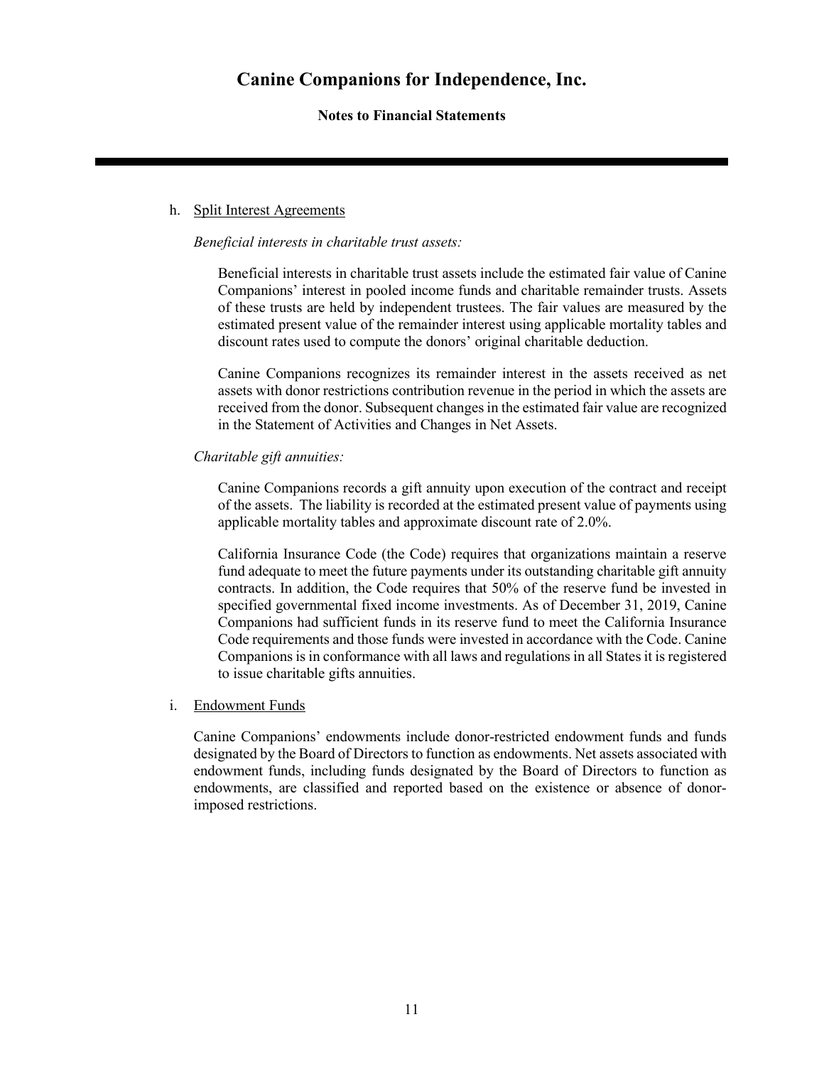h. Split Interest Agreements

*Beneficial interests in charitable trust assets:*

Beneficial interests in charitable trust assets include the estimated fair value of Canine Companions' interest in pooled income funds and charitable remainder trusts. Assets of these trusts are held by independent trustees. The fair values are measured by the estimated present value of the remainder interest using applicable mortality tables and discount rates used to compute the donors' original charitable deduction.

Canine Companions recognizes its remainder interest in the assets received as net assets with donor restrictions contribution revenue in the period in which the assets are received from the donor. Subsequent changes in the estimated fair value are recognized in the Statement of Activities and Changes in Net Assets.

*Charitable gift annuities:*

Canine Companions records a gift annuity upon execution of the contract and receipt of the assets. The liability is recorded at the estimated present value of payments using applicable mortality tables and approximate discount rate of 2.0%.

California Insurance Code (the Code) requires that organizations maintain a reserve fund adequate to meet the future payments under its outstanding charitable gift annuity contracts. In addition, the Code requires that 50% of the reserve fund be invested in specified governmental fixed income investments. As of December 31, 2019, Canine Companions had sufficient funds in its reserve fund to meet the California Insurance Code requirements and those funds were invested in accordance with the Code. Canine Companions is in conformance with all laws and regulations in all States it is registered to issue charitable gifts annuities.

i. Endowment Funds

Canine Companions' endowments include donor-restricted endowment funds and funds designated by the Board of Directors to function as endowments. Net assets associated with endowment funds, including funds designated by the Board of Directors to function as endowments, are classified and reported based on the existence or absence of donor-imposed restrictions.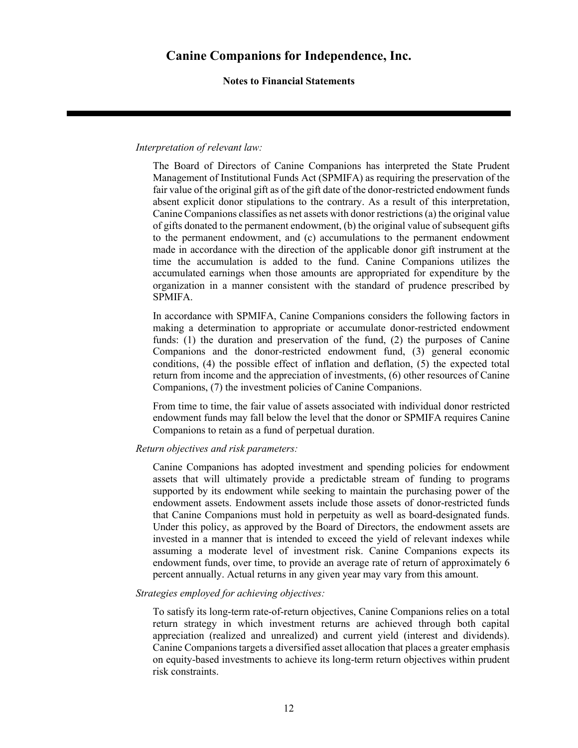*Interpretation of relevant law:*

The Board of Directors of Canine Companions has interpreted the State Prudent Management of Institutional Funds Act (SPMIFA) as requiring the preservation of the fair value of the original gift as of the gift date of the donor-restricted endowment funds absent explicit donor stipulations to the contrary. As a result of this interpretation, Canine Companions classifies as net assets with donor restrictions (a) the original value of gifts donated to the permanent endowment, (b) the original value of subsequent gifts to the permanent endowment, and (c) accumulations to the permanent endowment made in accordance with the direction of the applicable donor gift instrument at the time the accumulation is added to the fund. Canine Companions utilizes the accumulated earnings when those amounts are appropriated for expenditure by the organization in a manner consistent with the standard of prudence prescribed by SPMIFA.

In accordance with SPMIFA, Canine Companions considers the following factors in making a determination to appropriate or accumulate donor-restricted endowment funds: (1) the duration and preservation of the fund, (2) the purposes of Canine Companions and the donor-restricted endowment fund, (3) general economic conditions, (4) the possible effect of inflation and deflation, (5) the expected total return from income and the appreciation of investments, (6) other resources of Canine Companions, (7) the investment policies of Canine Companions.

From time to time, the fair value of assets associated with individual donor restricted endowment funds may fall below the level that the donor or SPMIFA requires Canine Companions to retain as a fund of perpetual duration.

*Return objectives and risk parameters:*

Canine Companions has adopted investment and spending policies for endowment assets that will ultimately provide a predictable stream of funding to programs supported by its endowment while seeking to maintain the purchasing power of the endowment assets. Endowment assets include those assets of donor-restricted funds that Canine Companions must hold in perpetuity as well as board-designated funds. Under this policy, as approved by the Board of Directors, the endowment assets are invested in a manner that is intended to exceed the yield of relevant indexes while assuming a moderate level of investment risk. Canine Companions expects its endowment funds, over time, to provide an average rate of return of approximately 6 percent annually. Actual returns in any given year may vary from this amount.

*Strategies employed for achieving objectives:*

To satisfy its long-term rate-of-return objectives, Canine Companions relies on a total return strategy in which investment returns are achieved through both capital appreciation (realized and unrealized) and current yield (interest and dividends). Canine Companions targets a diversified asset allocation that places a greater emphasis on equity-based investments to achieve its long-term return objectives within prudent risk constraints.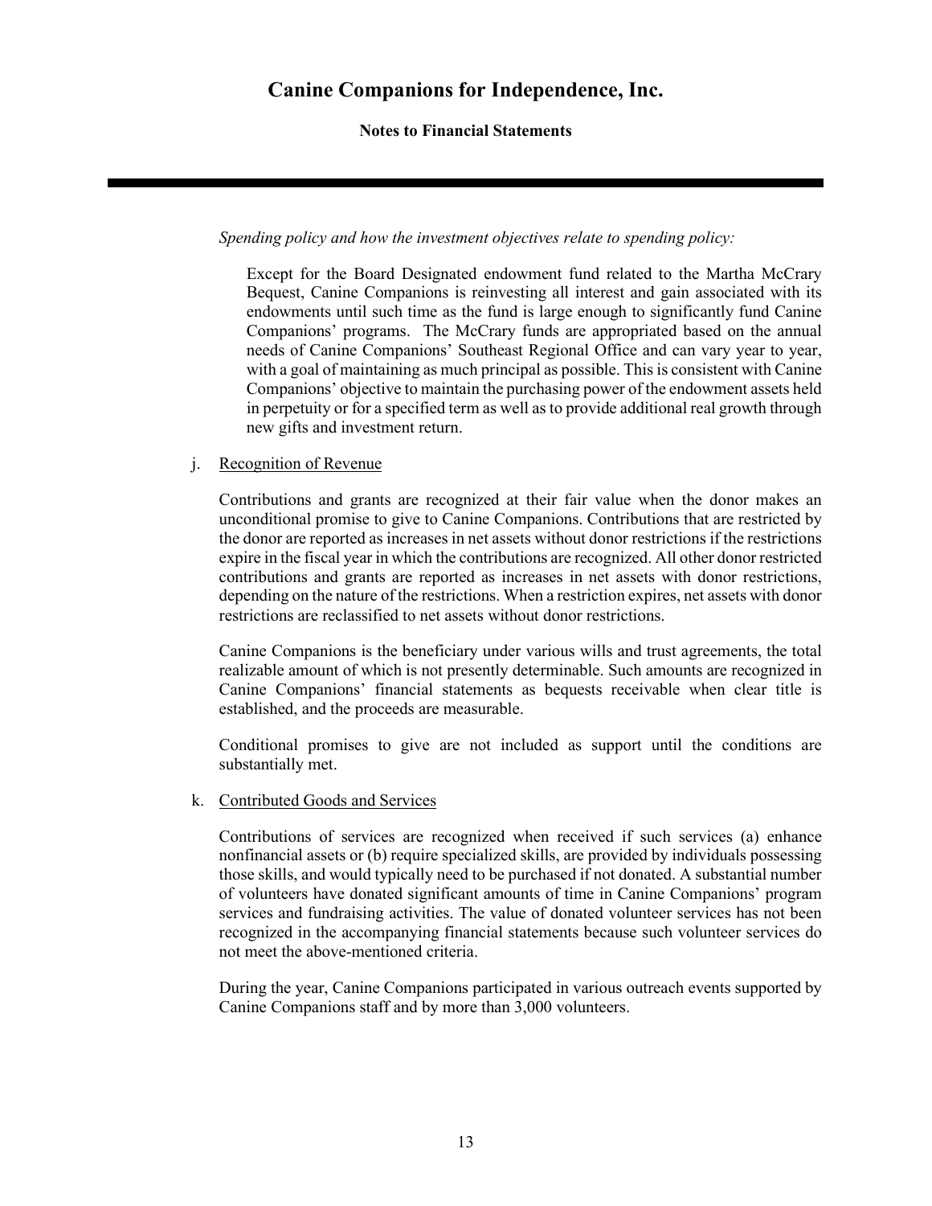*Spending policy and how the investment objectives relate to spending policy:*

Except for the Board Designated endowment fund related to the Martha McCrary Bequest, Canine Companions is reinvesting all interest and gain associated with its endowments until such time as the fund is large enough to significantly fund Canine Companions' programs. The McCrary funds are appropriated based on the annual needs of Canine Companions' Southeast Regional Office and can vary year to year, with a goal of maintaining as much principal as possible. This is consistent with Canine Companions' objective to maintain the purchasing power of the endowment assets held in perpetuity or for a specified term as well as to provide additional real growth through new gifts and investment return.

j. Recognition of Revenue

Contributions and grants are recognized at their fair value when the donor makes an unconditional promise to give to Canine Companions. Contributions that are restricted by the donor are reported as increases in net assets without donor restrictions if the restrictions expire in the fiscal year in which the contributions are recognized. All other donor restricted contributions and grants are reported as increases in net assets with donor restrictions, depending on the nature of the restrictions. When a restriction expires, net assets with donor restrictions are reclassified to net assets without donor restrictions.

Canine Companions is the beneficiary under various wills and trust agreements, the total realizable amount of which is not presently determinable. Such amounts are recognized in Canine Companions' financial statements as bequests receivable when clear title is established, and the proceeds are measurable.

Conditional promises to give are not included as support until the conditions are substantially met.

k. Contributed Goods and Services

Contributions of services are recognized when received if such services (a) enhance nonfinancial assets or (b) require specialized skills, are provided by individuals possessing those skills, and would typically need to be purchased if not donated. A substantial number of volunteers have donated significant amounts of time in Canine Companions' program services and fundraising activities. The value of donated volunteer services has not been recognized in the accompanying financial statements because such volunteer services do not meet the above-mentioned criteria.

During the year, Canine Companions participated in various outreach events supported by Canine Companions staff and by more than 3,000 volunteers.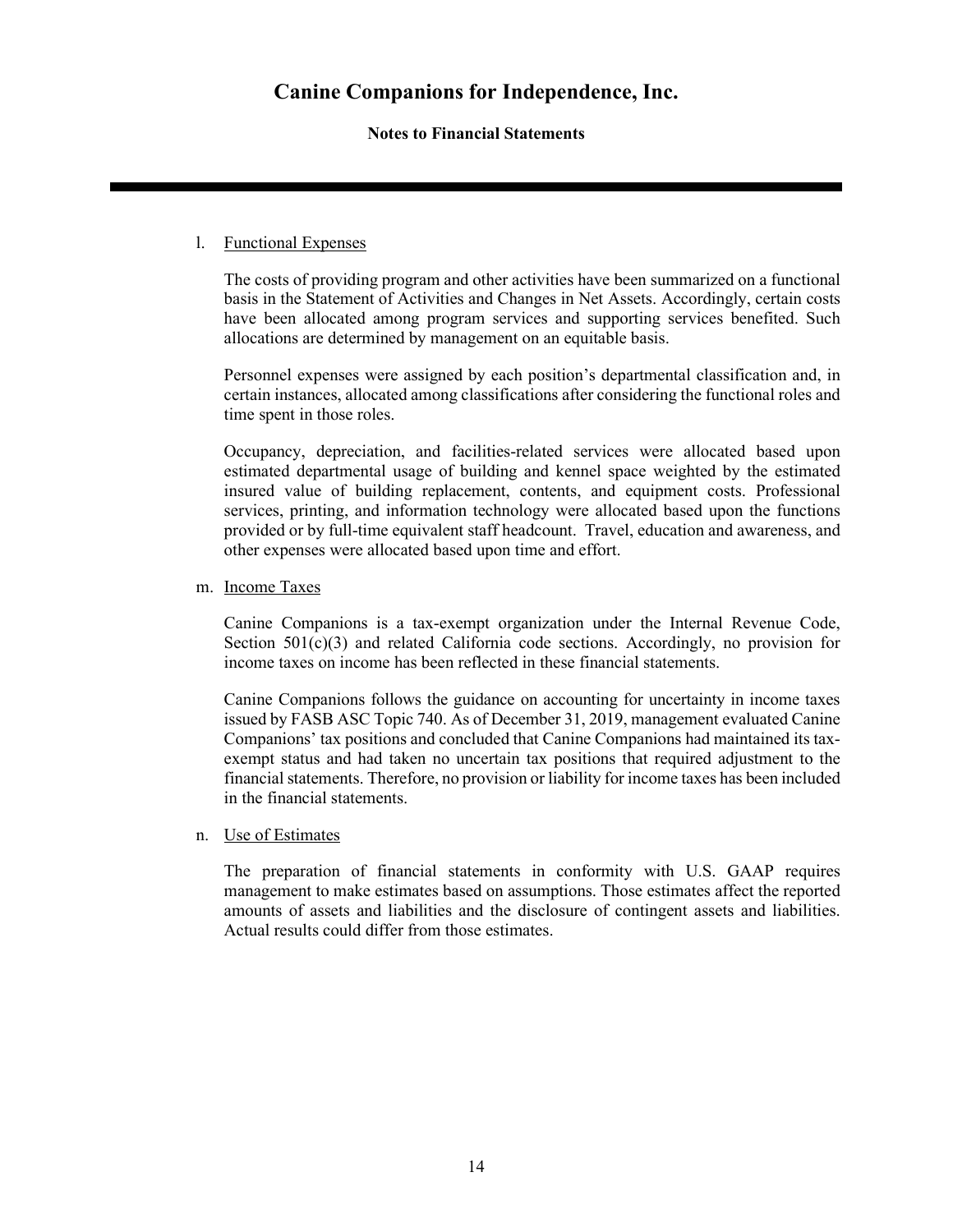# Canine Companions for Independence, Inc.

**Notes to Financial Statements**

l. Functional Expenses

The costs of providing program and other activities have been summarized on a functional basis in the Statement of Activities and Changes in Net Assets. Accordingly, certain costs have been allocated among program services and supporting services benefited. Such allocations are determined by management on an equitable basis.

Personnel expenses were assigned by each position's departmental classification and, in certain instances, allocated among classifications after considering the functional roles and time spent in those roles.

Occupancy, depreciation, and facilities-related services were allocated based upon estimated departmental usage of building and kennel space weighted by the estimated insured value of building replacement, contents, and equipment costs. Professional services, printing, and information technology were allocated based upon the functions provided or by full-time equivalent staff headcount. Travel, education and awareness, and other expenses were allocated based upon time and effort.

m. Income Taxes

Canine Companions is a tax-exempt organization under the Internal Revenue Code, Section 501(c)(3) and related California code sections. Accordingly, no provision for income taxes on income has been reflected in these financial statements.

Canine Companions follows the guidance on accounting for uncertainty in income taxes issued by FASB ASC Topic 740. As of December 31, 2019, management evaluated Canine Companions' tax positions and concluded that Canine Companions had maintained its tax-exempt status and had taken no uncertain tax positions that required adjustment to the financial statements. Therefore, no provision or liability for income taxes has been included in the financial statements.

n. Use of Estimates

The preparation of financial statements in conformity with U.S. GAAP requires management to make estimates based on assumptions. Those estimates affect the reported amounts of assets and liabilities and the disclosure of contingent assets and liabilities. Actual results could differ from those estimates.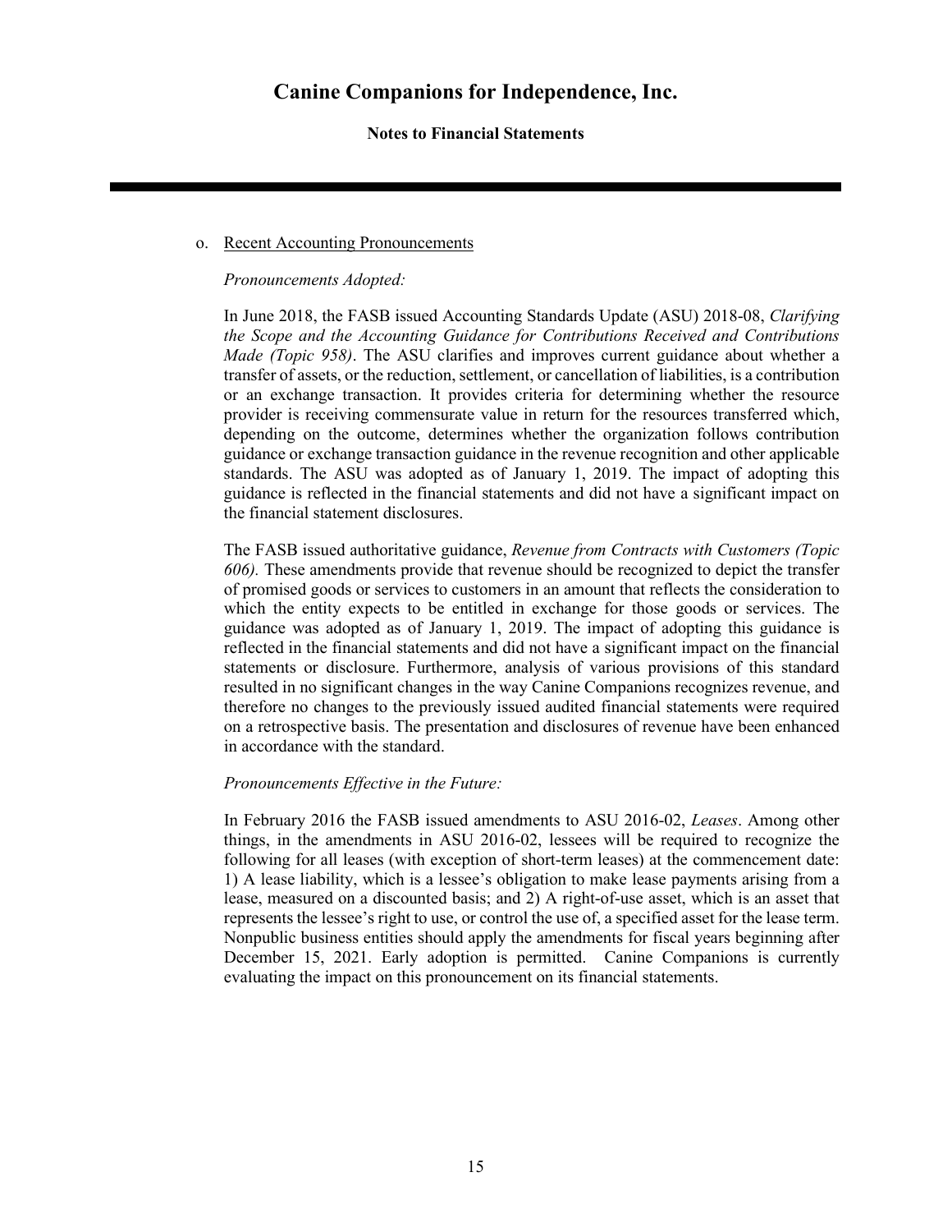o. Recent Accounting Pronouncements

*Pronouncements Adopted:*

In June 2018, the FASB issued Accounting Standards Update (ASU) 2018-08, *Clarifying the Scope and the Accounting Guidance for Contributions Received and Contributions Made (Topic 958)*. The ASU clarifies and improves current guidance about whether a transfer of assets, or the reduction, settlement, or cancellation of liabilities, is a contribution or an exchange transaction. It provides criteria for determining whether the resource provider is receiving commensurate value in return for the resources transferred which, depending on the outcome, determines whether the organization follows contribution guidance or exchange transaction guidance in the revenue recognition and other applicable standards. The ASU was adopted as of January 1, 2019. The impact of adopting this guidance is reflected in the financial statements and did not have a significant impact on the financial statement disclosures.

The FASB issued authoritative guidance, *Revenue from Contracts with Customers (Topic 606).* These amendments provide that revenue should be recognized to depict the transfer of promised goods or services to customers in an amount that reflects the consideration to which the entity expects to be entitled in exchange for those goods or services. The guidance was adopted as of January 1, 2019. The impact of adopting this guidance is reflected in the financial statements and did not have a significant impact on the financial statements or disclosure. Furthermore, analysis of various provisions of this standard resulted in no significant changes in the way Canine Companions recognizes revenue, and therefore no changes to the previously issued audited financial statements were required on a retrospective basis. The presentation and disclosures of revenue have been enhanced in accordance with the standard.

*Pronouncements Effective in the Future:*

In February 2016 the FASB issued amendments to ASU 2016-02, *Leases*. Among other things, in the amendments in ASU 2016-02, lessees will be required to recognize the following for all leases (with exception of short-term leases) at the commencement date: 1) A lease liability, which is a lessee's obligation to make lease payments arising from a lease, measured on a discounted basis; and 2) A right-of-use asset, which is an asset that represents the lessee's right to use, or control the use of, a specified asset for the lease term. Nonpublic business entities should apply the amendments for fiscal years beginning after December 15, 2021. Early adoption is permitted. Canine Companions is currently evaluating the impact on this pronouncement on its financial statements.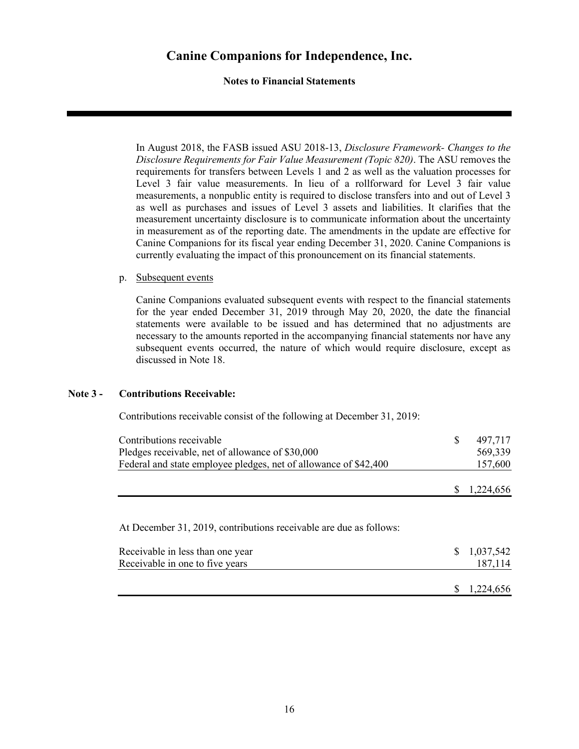In August 2018, the FASB issued ASU 2018-13, *Disclosure Framework- Changes to the Disclosure Requirements for Fair Value Measurement (Topic 820)*. The ASU removes the requirements for transfers between Levels 1 and 2 as well as the valuation processes for Level 3 fair value measurements. In lieu of a rollforward for Level 3 fair value measurements, a nonpublic entity is required to disclose transfers into and out of Level 3 as well as purchases and issues of Level 3 assets and liabilities. It clarifies that the measurement uncertainty disclosure is to communicate information about the uncertainty in measurement as of the reporting date. The amendments in the update are effective for Canine Companions for its fiscal year ending December 31, 2020. Canine Companions is currently evaluating the impact of this pronouncement on its financial statements.

p. Subsequent events

Canine Companions evaluated subsequent events with respect to the financial statements for the year ended December 31, 2019 through May 20, 2020, the date the financial statements were available to be issued and has determined that no adjustments are necessary to the amounts reported in the accompanying financial statements nor have any subsequent events occurred, the nature of which would require disclosure, except as discussed in Note 18.

## Note 3 - Contributions Receivable:

Contributions receivable consist of the following at December 31, 2019:

| | |
|---|---|
| Contributions receivable | $ 497,717 |
| Pledges receivable, net of allowance of $30,000 | 569,339 |
| Federal and state employee pledges, net of allowance of $42,400 | 157,600 |
| | $ 1,224,656 |

At December 31, 2019, contributions receivable are due as follows:

| | |
|---|---|
| Receivable in less than one year | $ 1,037,542 |
| Receivable in one to five years | 187,114 |
| | $ 1,224,656 |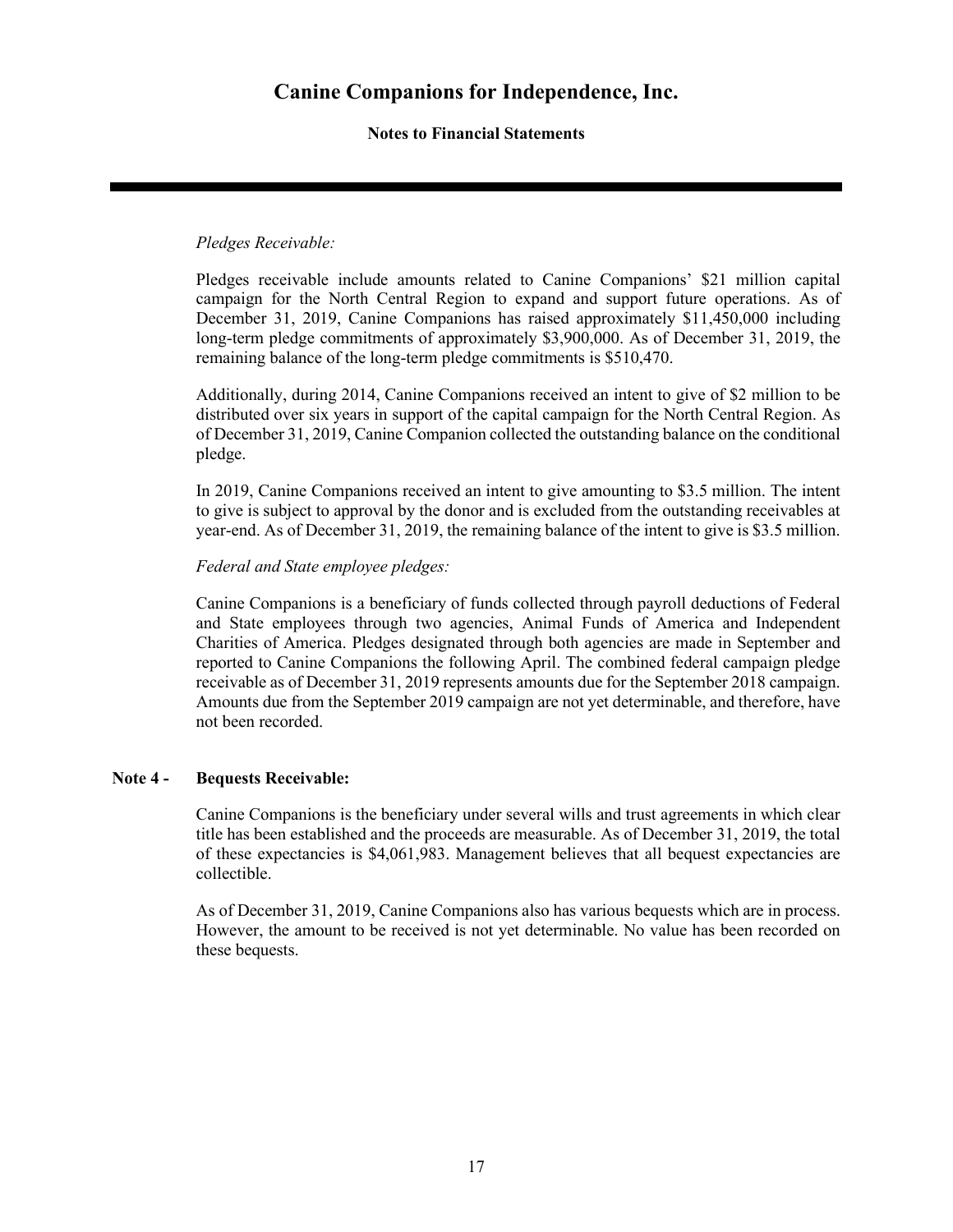*Pledges Receivable:*

Pledges receivable include amounts related to Canine Companions' $21 million capital campaign for the North Central Region to expand and support future operations. As of December 31, 2019, Canine Companions has raised approximately $11,450,000 including long-term pledge commitments of approximately $3,900,000. As of December 31, 2019, the remaining balance of the long-term pledge commitments is $510,470.

Additionally, during 2014, Canine Companions received an intent to give of $2 million to be distributed over six years in support of the capital campaign for the North Central Region. As of December 31, 2019, Canine Companion collected the outstanding balance on the conditional pledge.

In 2019, Canine Companions received an intent to give amounting to $3.5 million. The intent to give is subject to approval by the donor and is excluded from the outstanding receivables at year-end. As of December 31, 2019, the remaining balance of the intent to give is $3.5 million.

*Federal and State employee pledges:*

Canine Companions is a beneficiary of funds collected through payroll deductions of Federal and State employees through two agencies, Animal Funds of America and Independent Charities of America. Pledges designated through both agencies are made in September and reported to Canine Companions the following April. The combined federal campaign pledge receivable as of December 31, 2019 represents amounts due for the September 2018 campaign. Amounts due from the September 2019 campaign are not yet determinable, and therefore, have not been recorded.

## Note 4 - Bequests Receivable:

Canine Companions is the beneficiary under several wills and trust agreements in which clear title has been established and the proceeds are measurable. As of December 31, 2019, the total of these expectancies is $4,061,983. Management believes that all bequest expectancies are collectible.

As of December 31, 2019, Canine Companions also has various bequests which are in process. However, the amount to be received is not yet determinable. No value has been recorded on these bequests.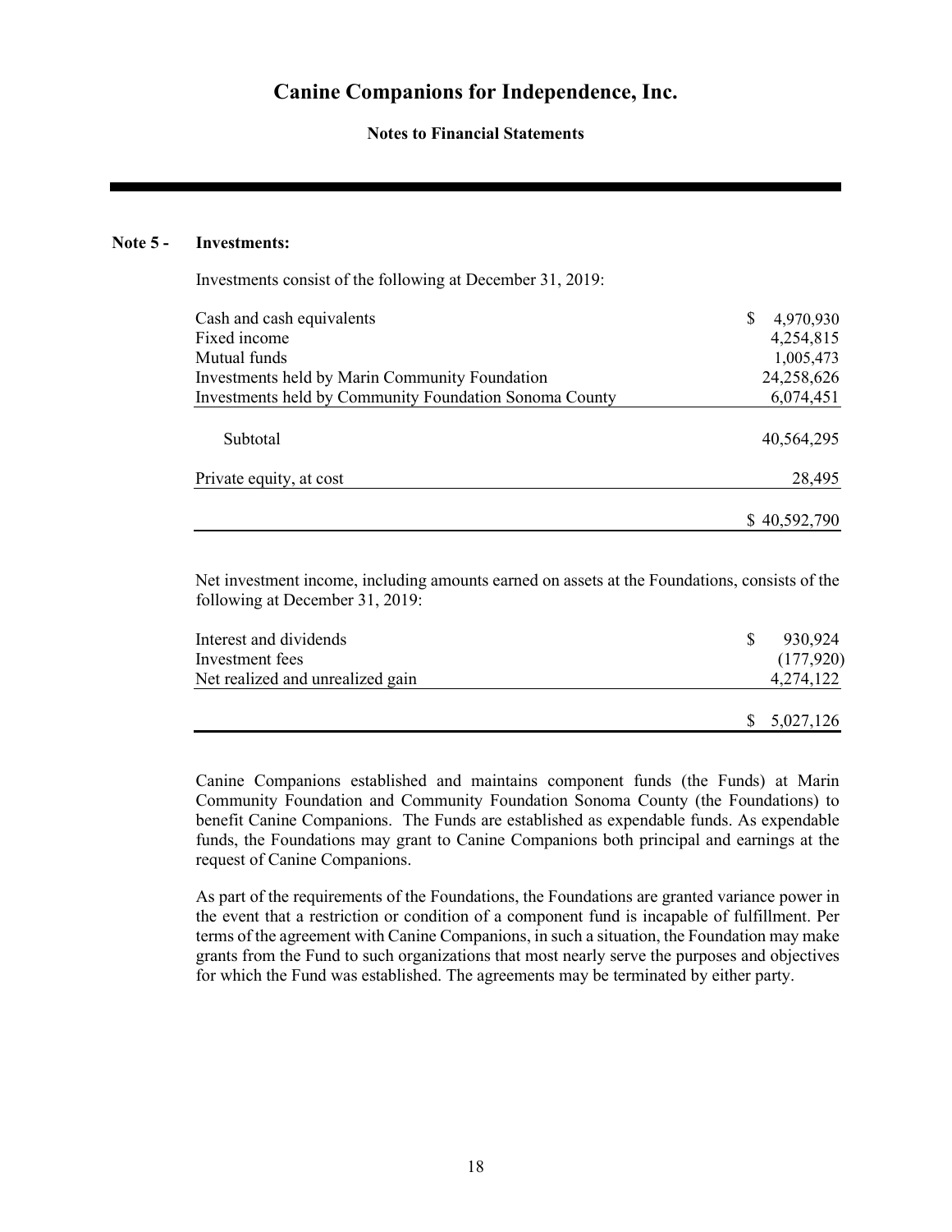# Canine Companions for Independence, Inc.

**Notes to Financial Statements**

## Note 5 - Investments:

Investments consist of the following at December 31, 2019:

| | |
|---|---|
| Cash and cash equivalents | $ 4,970,930 |
| Fixed income | 4,254,815 |
| Mutual funds | 1,005,473 |
| Investments held by Marin Community Foundation | 24,258,626 |
| Investments held by Community Foundation Sonoma County | 6,074,451 |
| Subtotal | 40,564,295 |
| Private equity, at cost | 28,495 |
| | $ 40,592,790 |

Net investment income, including amounts earned on assets at the Foundations, consists of the following at December 31, 2019:

| | |
|---|---|
| Interest and dividends | $ 930,924 |
| Investment fees | (177,920) |
| Net realized and unrealized gain | 4,274,122 |
| | $ 5,027,126 |

Canine Companions established and maintains component funds (the Funds) at Marin Community Foundation and Community Foundation Sonoma County (the Foundations) to benefit Canine Companions. The Funds are established as expendable funds. As expendable funds, the Foundations may grant to Canine Companions both principal and earnings at the request of Canine Companions.

As part of the requirements of the Foundations, the Foundations are granted variance power in the event that a restriction or condition of a component fund is incapable of fulfillment. Per terms of the agreement with Canine Companions, in such a situation, the Foundation may make grants from the Fund to such organizations that most nearly serve the purposes and objectives for which the Fund was established. The agreements may be terminated by either party.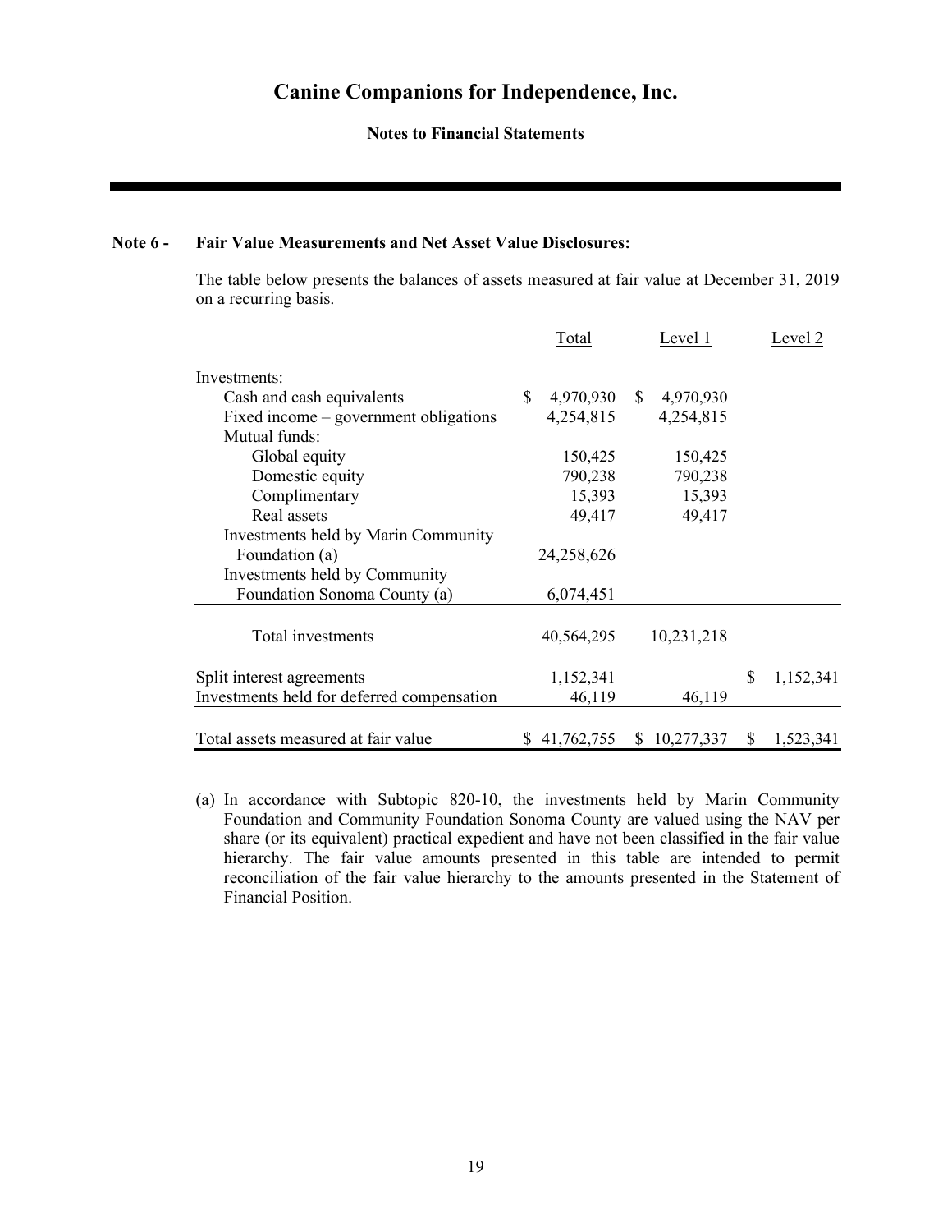# Canine Companions for Independence, Inc.

**Notes to Financial Statements**

**Note 6 - Fair Value Measurements and Net Asset Value Disclosures:**

The table below presents the balances of assets measured at fair value at December 31, 2019 on a recurring basis.

| | Total | Level 1 | Level 2 |
|---|---|---|---|
| Investments: | | | |
| Cash and cash equivalents | $ 4,970,930 | $ 4,970,930 | |
| Fixed income – government obligations | 4,254,815 | 4,254,815 | |
| Mutual funds: | | | |
| Global equity | 150,425 | 150,425 | |
| Domestic equity | 790,238 | 790,238 | |
| Complimentary | 15,393 | 15,393 | |
| Real assets | 49,417 | 49,417 | |
| Investments held by Marin Community Foundation (a) | 24,258,626 | | |
| Investments held by Community Foundation Sonoma County (a) | 6,074,451 | | |
| Total investments | 40,564,295 | 10,231,218 | |
| Split interest agreements | 1,152,341 | | $ 1,152,341 |
| Investments held for deferred compensation | 46,119 | 46,119 | |
| Total assets measured at fair value | $ 41,762,755 | $ 10,277,337 | $ 1,523,341 |

(a) In accordance with Subtopic 820-10, the investments held by Marin Community Foundation and Community Foundation Sonoma County are valued using the NAV per share (or its equivalent) practical expedient and have not been classified in the fair value hierarchy. The fair value amounts presented in this table are intended to permit reconciliation of the fair value hierarchy to the amounts presented in the Statement of Financial Position.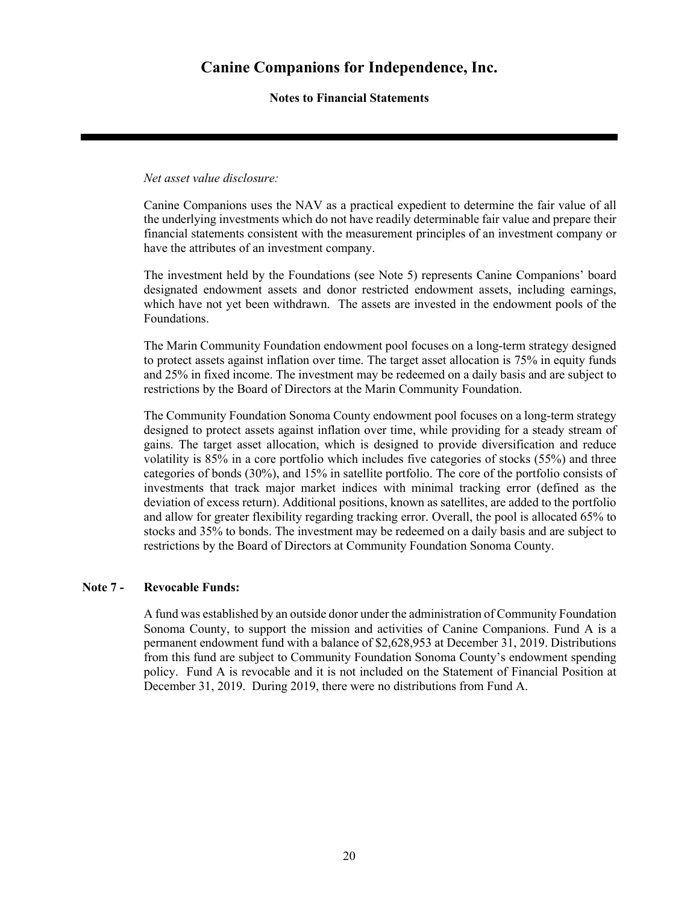*Net asset value disclosure:*

Canine Companions uses the NAV as a practical expedient to determine the fair value of all the underlying investments which do not have readily determinable fair value and prepare their financial statements consistent with the measurement principles of an investment company or have the attributes of an investment company.

The investment held by the Foundations (see Note 5) represents Canine Companions' board designated endowment assets and donor restricted endowment assets, including earnings, which have not yet been withdrawn. The assets are invested in the endowment pools of the Foundations.

The Marin Community Foundation endowment pool focuses on a long-term strategy designed to protect assets against inflation over time. The target asset allocation is 75% in equity funds and 25% in fixed income. The investment may be redeemed on a daily basis and are subject to restrictions by the Board of Directors at the Marin Community Foundation.

The Community Foundation Sonoma County endowment pool focuses on a long-term strategy designed to protect assets against inflation over time, while providing for a steady stream of gains. The target asset allocation, which is designed to provide diversification and reduce volatility is 85% in a core portfolio which includes five categories of stocks (55%) and three categories of bonds (30%), and 15% in satellite portfolio. The core of the portfolio consists of investments that track major market indices with minimal tracking error (defined as the deviation of excess return). Additional positions, known as satellites, are added to the portfolio and allow for greater flexibility regarding tracking error. Overall, the pool is allocated 65% to stocks and 35% to bonds. The investment may be redeemed on a daily basis and are subject to restrictions by the Board of Directors at Community Foundation Sonoma County.

## Note 7 - Revocable Funds:

A fund was established by an outside donor under the administration of Community Foundation Sonoma County, to support the mission and activities of Canine Companions. Fund A is a permanent endowment fund with a balance of $2,628,953 at December 31, 2019. Distributions from this fund are subject to Community Foundation Sonoma County's endowment spending policy. Fund A is revocable and it is not included on the Statement of Financial Position at December 31, 2019. During 2019, there were no distributions from Fund A.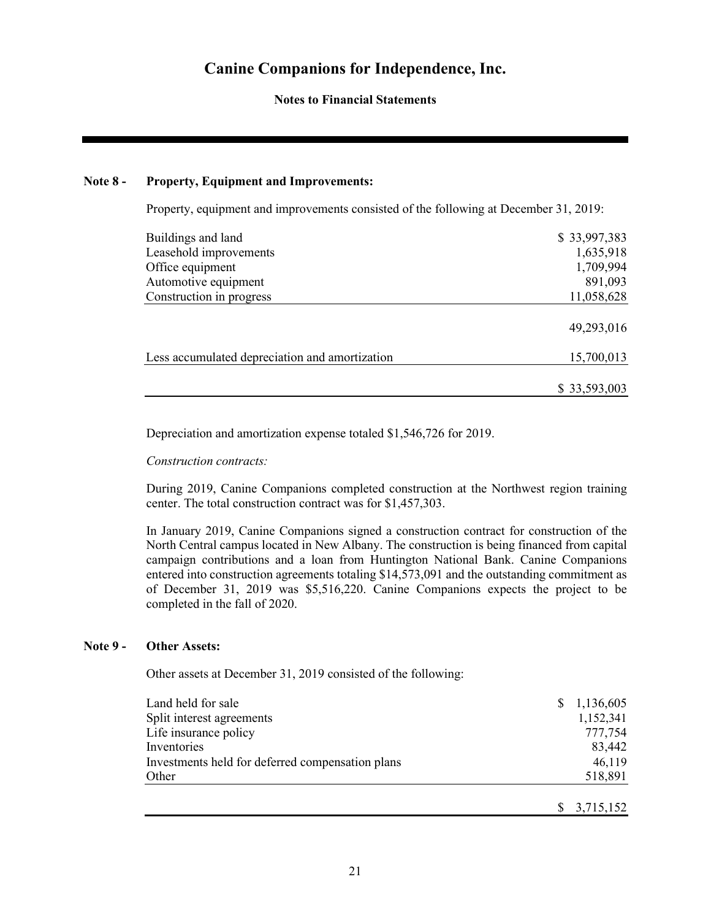# Canine Companions for Independence, Inc.

**Notes to Financial Statements**

## Note 8 - Property, Equipment and Improvements:

Property, equipment and improvements consisted of the following at December 31, 2019:

| | |
|---|---:|
| Buildings and land | $ 33,997,383 |
| Leasehold improvements | 1,635,918 |
| Office equipment | 1,709,994 |
| Automotive equipment | 891,093 |
| Construction in progress | 11,058,628 |
| | 49,293,016 |
| Less accumulated depreciation and amortization | 15,700,013 |
| | $ 33,593,003 |

Depreciation and amortization expense totaled $1,546,726 for 2019.

*Construction contracts:*

During 2019, Canine Companions completed construction at the Northwest region training center. The total construction contract was for $1,457,303.

In January 2019, Canine Companions signed a construction contract for construction of the North Central campus located in New Albany. The construction is being financed from capital campaign contributions and a loan from Huntington National Bank. Canine Companions entered into construction agreements totaling $14,573,091 and the outstanding commitment as of December 31, 2019 was $5,516,220. Canine Companions expects the project to be completed in the fall of 2020.

## Note 9 - Other Assets:

Other assets at December 31, 2019 consisted of the following:

| | |
|---|---:|
| Land held for sale | $ 1,136,605 |
| Split interest agreements | 1,152,341 |
| Life insurance policy | 777,754 |
| Inventories | 83,442 |
| Investments held for deferred compensation plans | 46,119 |
| Other | 518,891 |
| | $ 3,715,152 |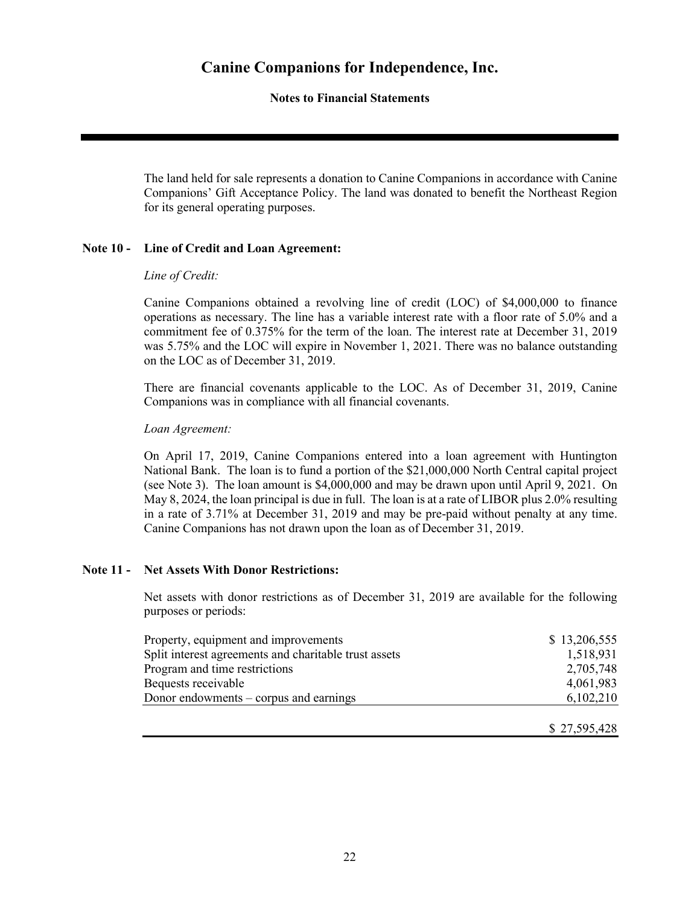The land held for sale represents a donation to Canine Companions in accordance with Canine Companions' Gift Acceptance Policy. The land was donated to benefit the Northeast Region for its general operating purposes.

## Note 10 - Line of Credit and Loan Agreement:

*Line of Credit:*

Canine Companions obtained a revolving line of credit (LOC) of $4,000,000 to finance operations as necessary. The line has a variable interest rate with a floor rate of 5.0% and a commitment fee of 0.375% for the term of the loan. The interest rate at December 31, 2019 was 5.75% and the LOC will expire in November 1, 2021. There was no balance outstanding on the LOC as of December 31, 2019.

There are financial covenants applicable to the LOC. As of December 31, 2019, Canine Companions was in compliance with all financial covenants.

*Loan Agreement:*

On April 17, 2019, Canine Companions entered into a loan agreement with Huntington National Bank. The loan is to fund a portion of the $21,000,000 North Central capital project (see Note 3). The loan amount is $4,000,000 and may be drawn upon until April 9, 2021. On May 8, 2024, the loan principal is due in full. The loan is at a rate of LIBOR plus 2.0% resulting in a rate of 3.71% at December 31, 2019 and may be pre-paid without penalty at any time. Canine Companions has not drawn upon the loan as of December 31, 2019.

## Note 11 - Net Assets With Donor Restrictions:

Net assets with donor restrictions as of December 31, 2019 are available for the following purposes or periods:

| | |
|---|---|
| Property, equipment and improvements | $ 13,206,555 |
| Split interest agreements and charitable trust assets | 1,518,931 |
| Program and time restrictions | 2,705,748 |
| Bequests receivable | 4,061,983 |
| Donor endowments – corpus and earnings | 6,102,210 |
| | $ 27,595,428 |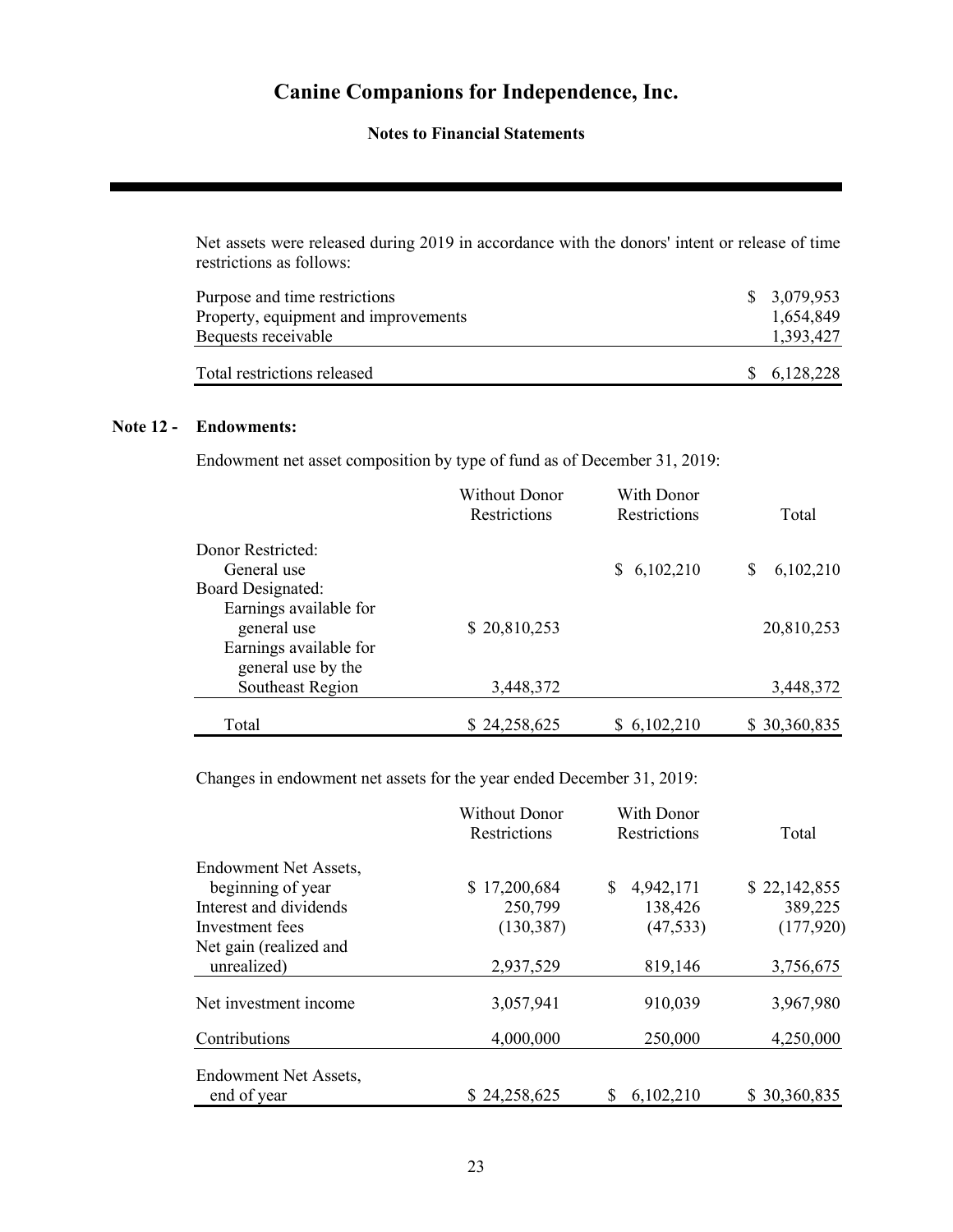Net assets were released during 2019 in accordance with the donors' intent or release of time restrictions as follows:

| | |
|---|---|
| Purpose and time restrictions | $ 3,079,953 |
| Property, equipment and improvements | 1,654,849 |
| Bequests receivable | 1,393,427 |
| Total restrictions released | $ 6,128,228 |

## Note 12 - Endowments:

Endowment net asset composition by type of fund as of December 31, 2019:

| | Without Donor Restrictions | With Donor Restrictions | Total |
|---|---|---|---|
| Donor Restricted: | | | |
| General use | | $ 6,102,210 | $ 6,102,210 |
| Board Designated: | | | |
| Earnings available for general use | $ 20,810,253 | | 20,810,253 |
| Earnings available for general use by the Southeast Region | 3,448,372 | | 3,448,372 |
| Total | $ 24,258,625 | $ 6,102,210 | $ 30,360,835 |

Changes in endowment net assets for the year ended December 31, 2019:

| | Without Donor Restrictions | With Donor Restrictions | Total |
|---|---|---|---|
| Endowment Net Assets, beginning of year | $ 17,200,684 | $ 4,942,171 | $ 22,142,855 |
| Interest and dividends | 250,799 | 138,426 | 389,225 |
| Investment fees | (130,387) | (47,533) | (177,920) |
| Net gain (realized and unrealized) | 2,937,529 | 819,146 | 3,756,675 |
| Net investment income | 3,057,941 | 910,039 | 3,967,980 |
| Contributions | 4,000,000 | 250,000 | 4,250,000 |
| Endowment Net Assets, end of year | $ 24,258,625 | $ 6,102,210 | $ 30,360,835 |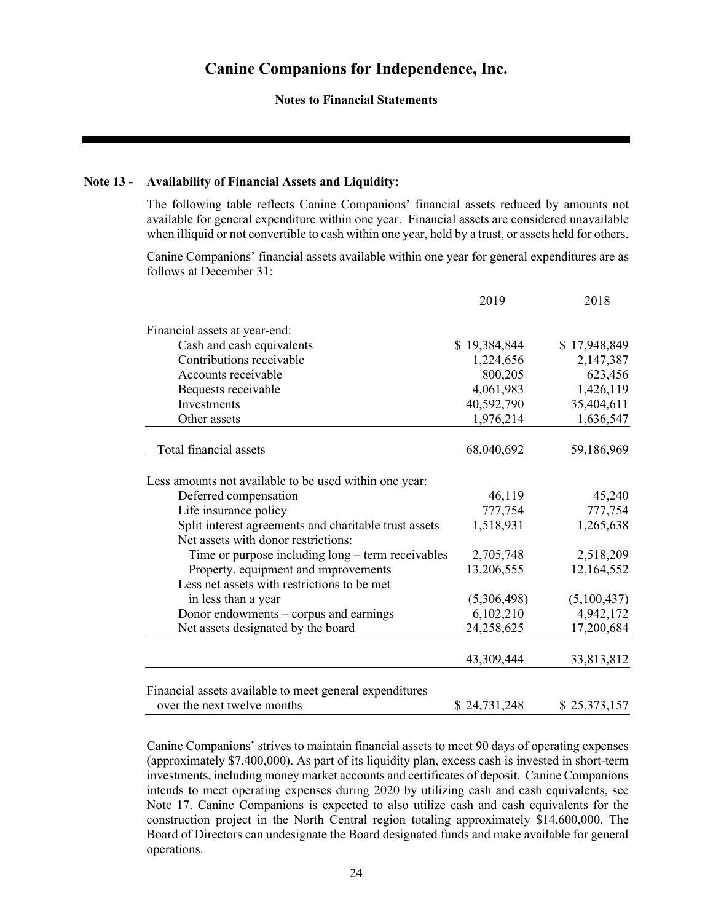# Canine Companions for Independence, Inc.

**Notes to Financial Statements**

**Note 13 - Availability of Financial Assets and Liquidity:**

The following table reflects Canine Companions' financial assets reduced by amounts not available for general expenditure within one year. Financial assets are considered unavailable when illiquid or not convertible to cash within one year, held by a trust, or assets held for others.

Canine Companions' financial assets available within one year for general expenditures are as follows at December 31:

| | 2019 | 2018 |
|---|---|---|
| Financial assets at year-end: | | |
| Cash and cash equivalents | $ 19,384,844 | $ 17,948,849 |
| Contributions receivable | 1,224,656 | 2,147,387 |
| Accounts receivable | 800,205 | 623,456 |
| Bequests receivable | 4,061,983 | 1,426,119 |
| Investments | 40,592,790 | 35,404,611 |
| Other assets | 1,976,214 | 1,636,547 |
| Total financial assets | 68,040,692 | 59,186,969 |
| Less amounts not available to be used within one year: | | |
| Deferred compensation | 46,119 | 45,240 |
| Life insurance policy | 777,754 | 777,754 |
| Split interest agreements and charitable trust assets | 1,518,931 | 1,265,638 |
| Net assets with donor restrictions: | | |
| Time or purpose including long – term receivables | 2,705,748 | 2,518,209 |
| Property, equipment and improvements | 13,206,555 | 12,164,552 |
| Less net assets with restrictions to be met in less than a year | (5,306,498) | (5,100,437) |
| Donor endowments – corpus and earnings | 6,102,210 | 4,942,172 |
| Net assets designated by the board | 24,258,625 | 17,200,684 |
| | 43,309,444 | 33,813,812 |
| Financial assets available to meet general expenditures over the next twelve months | $ 24,731,248 | $ 25,373,157 |

Canine Companions' strives to maintain financial assets to meet 90 days of operating expenses (approximately $7,400,000). As part of its liquidity plan, excess cash is invested in short-term investments, including money market accounts and certificates of deposit. Canine Companions intends to meet operating expenses during 2020 by utilizing cash and cash equivalents, see Note 17. Canine Companions is expected to also utilize cash and cash equivalents for the construction project in the North Central region totaling approximately $14,600,000. The Board of Directors can undesignate the Board designated funds and make available for general operations.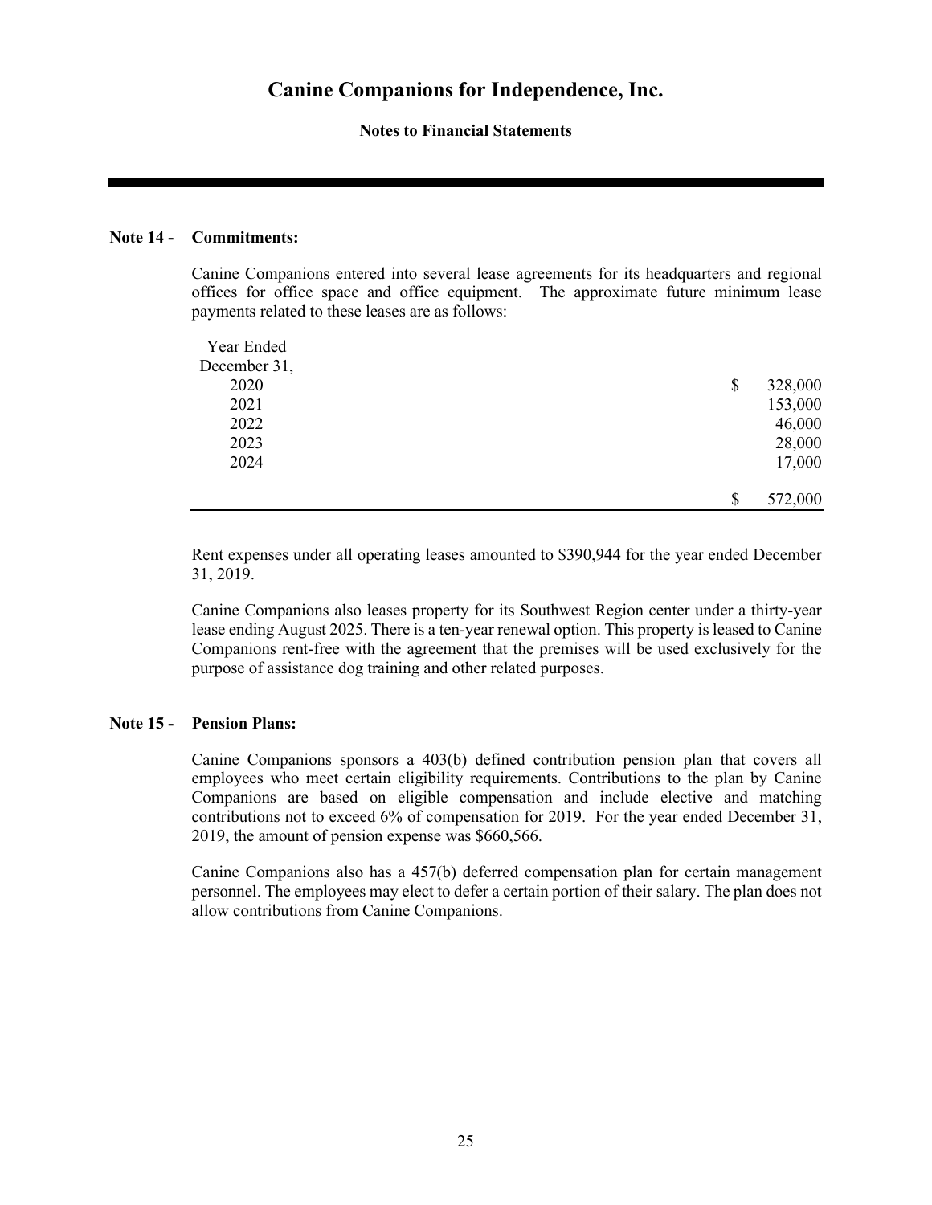# Canine Companions for Independence, Inc.

**Notes to Financial Statements**

## Note 14 - Commitments:

Canine Companions entered into several lease agreements for its headquarters and regional offices for office space and office equipment. The approximate future minimum lease payments related to these leases are as follows:

| Year Ended December 31, | |
|---|---|
| 2020 | $ 328,000 |
| 2021 | 153,000 |
| 2022 | 46,000 |
| 2023 | 28,000 |
| 2024 | 17,000 |
| | $ 572,000 |

Rent expenses under all operating leases amounted to $390,944 for the year ended December 31, 2019.

Canine Companions also leases property for its Southwest Region center under a thirty-year lease ending August 2025. There is a ten-year renewal option. This property is leased to Canine Companions rent-free with the agreement that the premises will be used exclusively for the purpose of assistance dog training and other related purposes.

## Note 15 - Pension Plans:

Canine Companions sponsors a 403(b) defined contribution pension plan that covers all employees who meet certain eligibility requirements. Contributions to the plan by Canine Companions are based on eligible compensation and include elective and matching contributions not to exceed 6% of compensation for 2019. For the year ended December 31, 2019, the amount of pension expense was $660,566.

Canine Companions also has a 457(b) deferred compensation plan for certain management personnel. The employees may elect to defer a certain portion of their salary. The plan does not allow contributions from Canine Companions.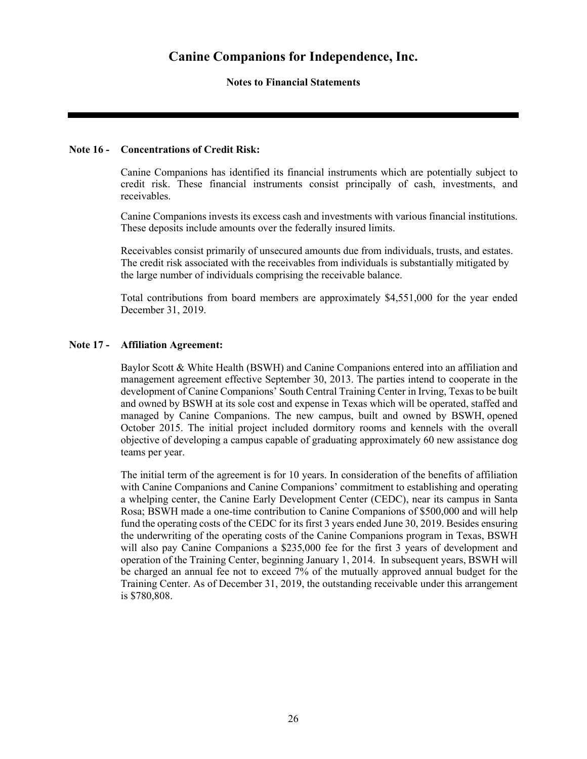# Canine Companions for Independence, Inc.

**Notes to Financial Statements**

---

**Note 16 - Concentrations of Credit Risk:**

Canine Companions has identified its financial instruments which are potentially subject to credit risk. These financial instruments consist principally of cash, investments, and receivables.

Canine Companions invests its excess cash and investments with various financial institutions. These deposits include amounts over the federally insured limits.

Receivables consist primarily of unsecured amounts due from individuals, trusts, and estates. The credit risk associated with the receivables from individuals is substantially mitigated by the large number of individuals comprising the receivable balance.

Total contributions from board members are approximately $4,551,000 for the year ended December 31, 2019.

**Note 17 - Affiliation Agreement:**

Baylor Scott & White Health (BSWH) and Canine Companions entered into an affiliation and management agreement effective September 30, 2013. The parties intend to cooperate in the development of Canine Companions' South Central Training Center in Irving, Texas to be built and owned by BSWH at its sole cost and expense in Texas which will be operated, staffed and managed by Canine Companions. The new campus, built and owned by BSWH, opened October 2015. The initial project included dormitory rooms and kennels with the overall objective of developing a campus capable of graduating approximately 60 new assistance dog teams per year.

The initial term of the agreement is for 10 years. In consideration of the benefits of affiliation with Canine Companions and Canine Companions' commitment to establishing and operating a whelping center, the Canine Early Development Center (CEDC), near its campus in Santa Rosa; BSWH made a one-time contribution to Canine Companions of $500,000 and will help fund the operating costs of the CEDC for its first 3 years ended June 30, 2019. Besides ensuring the underwriting of the operating costs of the Canine Companions program in Texas, BSWH will also pay Canine Companions a $235,000 fee for the first 3 years of development and operation of the Training Center, beginning January 1, 2014. In subsequent years, BSWH will be charged an annual fee not to exceed 7% of the mutually approved annual budget for the Training Center. As of December 31, 2019, the outstanding receivable under this arrangement is $780,808.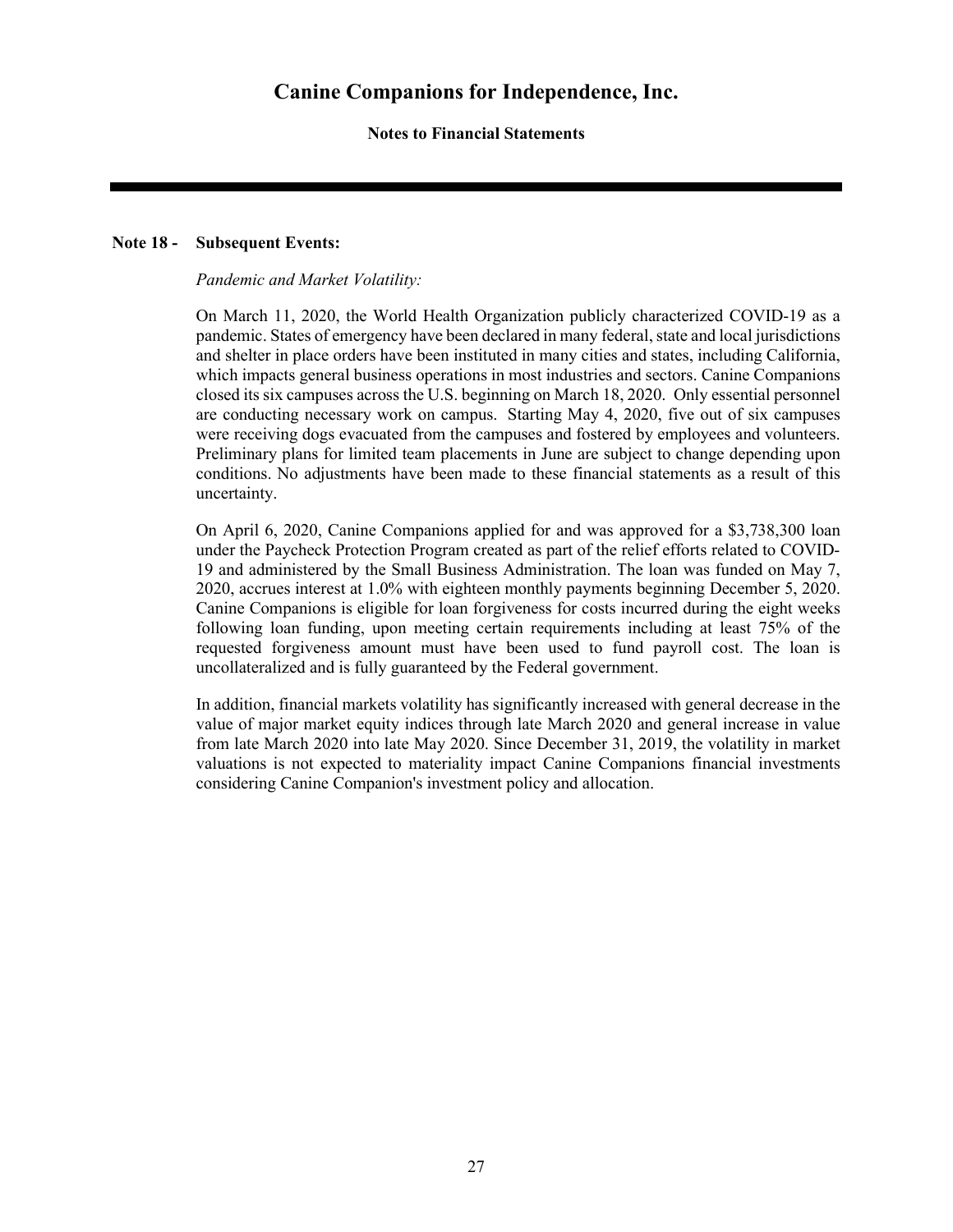# Canine Companions for Independence, Inc.

**Notes to Financial Statements**

## Note 18 - Subsequent Events:

*Pandemic and Market Volatility:*

On March 11, 2020, the World Health Organization publicly characterized COVID-19 as a pandemic. States of emergency have been declared in many federal, state and local jurisdictions and shelter in place orders have been instituted in many cities and states, including California, which impacts general business operations in most industries and sectors. Canine Companions closed its six campuses across the U.S. beginning on March 18, 2020. Only essential personnel are conducting necessary work on campus. Starting May 4, 2020, five out of six campuses were receiving dogs evacuated from the campuses and fostered by employees and volunteers. Preliminary plans for limited team placements in June are subject to change depending upon conditions. No adjustments have been made to these financial statements as a result of this uncertainty.

On April 6, 2020, Canine Companions applied for and was approved for a $3,738,300 loan under the Paycheck Protection Program created as part of the relief efforts related to COVID-19 and administered by the Small Business Administration. The loan was funded on May 7, 2020, accrues interest at 1.0% with eighteen monthly payments beginning December 5, 2020. Canine Companions is eligible for loan forgiveness for costs incurred during the eight weeks following loan funding, upon meeting certain requirements including at least 75% of the requested forgiveness amount must have been used to fund payroll cost. The loan is uncollateralized and is fully guaranteed by the Federal government.

In addition, financial markets volatility has significantly increased with general decrease in the value of major market equity indices through late March 2020 and general increase in value from late March 2020 into late May 2020. Since December 31, 2019, the volatility in market valuations is not expected to materiality impact Canine Companions financial investments considering Canine Companion's investment policy and allocation.